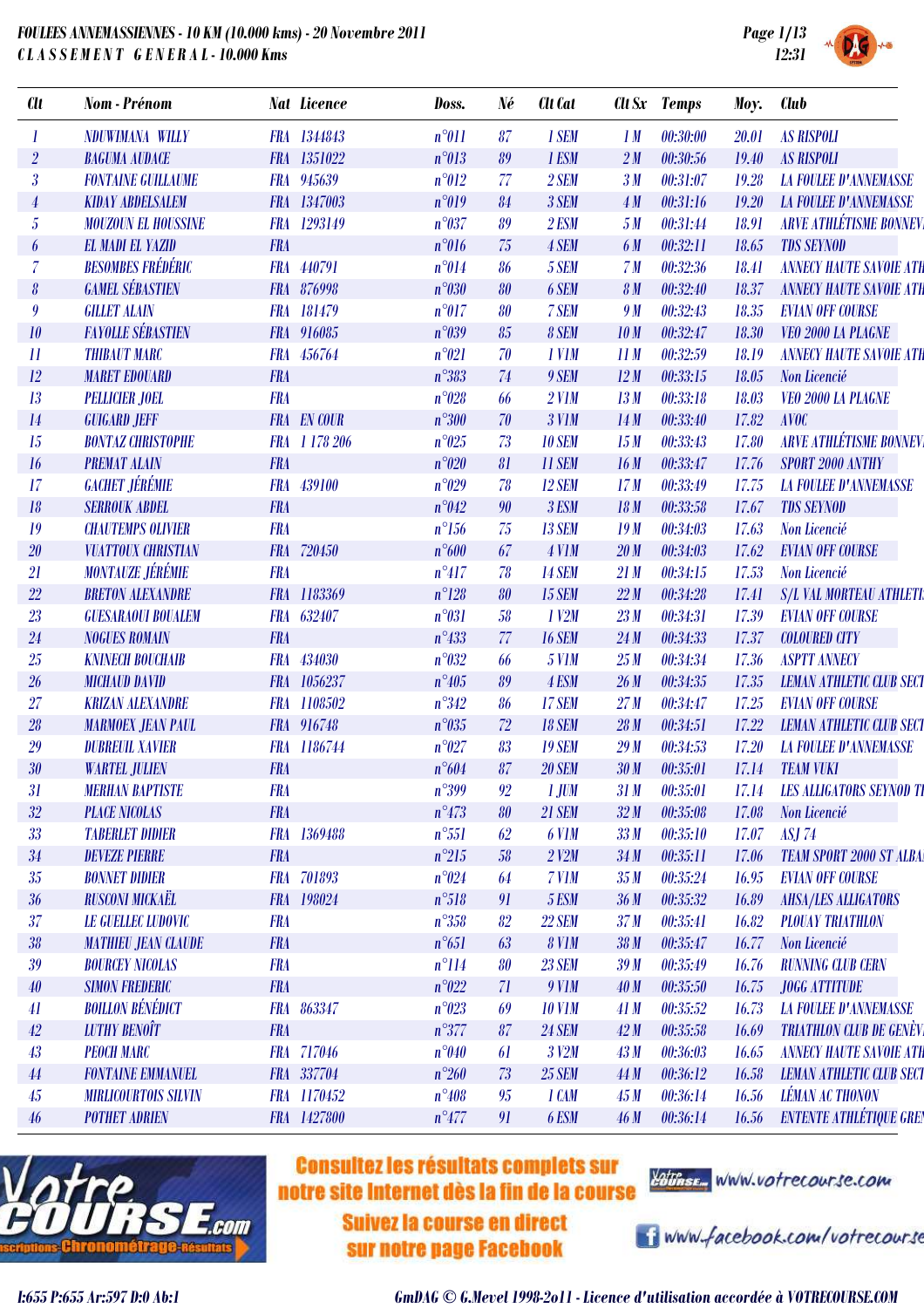# FOULEES ANNEMASSIENNES - 10 KM (10.000 kms) - 20 Novembre 2011

## CLASSEMENT GENERAL - 10.000 Kms

| Clt | Nom - Prénom | Nat | Licence | Doss. | Né | Clt Cat | Clt Sx | Temps | Moy. | Club |
|---|---|---|---|---|---|---|---|---|---|---|
| 1 | NDUWIMANA WILLY | FRA | 1344843 | n°011 | 87 | 1 SEM | 1 M | 00:30:00 | 20.01 | AS RISPOLI |
| 2 | BAGUMA AUDACE | FRA | 1351022 | n°013 | 89 | 1 ESM | 2 M | 00:30:56 | 19.40 | AS RISPOLI |
| 3 | FONTAINE GUILLAUME | FRA | 945639 | n°012 | 77 | 2 SEM | 3 M | 00:31:07 | 19.28 | LA FOULEE D'ANNEMASSE |
| 4 | KIDAY ABDELSALEM | FRA | 1347003 | n°019 | 84 | 3 SEM | 4 M | 00:31:16 | 19.20 | LA FOULEE D'ANNEMASSE |
| 5 | MOUZOUN EL HOUSSINE | FRA | 1293149 | n°037 | 89 | 2 ESM | 5 M | 00:31:44 | 18.91 | ARVE ATHLÉTISME BONNEV |
| 6 | EL MADI EL YAZID | FRA | | n°016 | 75 | 4 SEM | 6 M | 00:32:11 | 18.65 | TDS SEYNOD |
| 7 | BESOMBES FRÉDÉRIC | FRA | 440791 | n°014 | 86 | 5 SEM | 7 M | 00:32:36 | 18.41 | ANNECY HAUTE SAVOIE ATH |
| 8 | GAMEL SÉBASTIEN | FRA | 876998 | n°030 | 80 | 6 SEM | 8 M | 00:32:40 | 18.37 | ANNECY HAUTE SAVOIE ATH |
| 9 | GILLET ALAIN | FRA | 181479 | n°017 | 80 | 7 SEM | 9 M | 00:32:43 | 18.35 | EVIAN OFF COURSE |
| 10 | FAYOLLE SÉBASTIEN | FRA | 916085 | n°039 | 85 | 8 SEM | 10 M | 00:32:47 | 18.30 | VEO 2000 LA PLAGNE |
| 11 | THIBAUT MARC | FRA | 456764 | n°021 | 70 | 1 V1M | 11 M | 00:32:59 | 18.19 | ANNECY HAUTE SAVOIE ATH |
| 12 | MARET EDOUARD | FRA | | n°383 | 74 | 9 SEM | 12 M | 00:33:15 | 18.05 | Non Licencié |
| 13 | PELLICIER JOEL | FRA | | n°028 | 66 | 2 V1M | 13 M | 00:33:18 | 18.03 | VEO 2000 LA PLAGNE |
| 14 | GUIGARD JEFF | FRA | EN COUR | n°300 | 70 | 3 V1M | 14 M | 00:33:40 | 17.82 | AVOC |
| 15 | BONTAZ CHRISTOPHE | FRA | 1 178 206 | n°025 | 73 | 10 SEM | 15 M | 00:33:43 | 17.80 | ARVE ATHLÉTISME BONNEV |
| 16 | PREMAT ALAIN | FRA | | n°020 | 81 | 11 SEM | 16 M | 00:33:47 | 17.76 | SPORT 2000 ANTHY |
| 17 | GACHET JÉRÉMIE | FRA | 439100 | n°029 | 78 | 12 SEM | 17 M | 00:33:49 | 17.75 | LA FOULEE D'ANNEMASSE |
| 18 | SERROUK ABDEL | FRA | | n°042 | 90 | 3 ESM | 18 M | 00:33:58 | 17.67 | TDS SEYNOD |
| 19 | CHAUTEMPS OLIVIER | FRA | | n°156 | 75 | 13 SEM | 19 M | 00:34:03 | 17.63 | Non Licencié |
| 20 | VUATTOUX CHRISTIAN | FRA | 720450 | n°600 | 67 | 4 V1M | 20 M | 00:34:03 | 17.62 | EVIAN OFF COURSE |
| 21 | MONTAUZE JÉRÉMIE | FRA | | n°417 | 78 | 14 SEM | 21 M | 00:34:15 | 17.53 | Non Licencié |
| 22 | BRETON ALEXANDRE | FRA | 1183369 | n°128 | 80 | 15 SEM | 22 M | 00:34:28 | 17.41 | S/L VAL MORTEAU ATHLETI |
| 23 | GUESARAOUI BOUALEM | FRA | 632407 | n°031 | 58 | 1 V2M | 23 M | 00:34:31 | 17.39 | EVIAN OFF COURSE |
| 24 | NOGUES ROMAIN | FRA | | n°433 | 77 | 16 SEM | 24 M | 00:34:33 | 17.37 | COLOURED CITY |
| 25 | KNINECH BOUCHAIB | FRA | 434030 | n°032 | 66 | 5 V1M | 25 M | 00:34:34 | 17.36 | ASPTT ANNECY |
| 26 | MICHAUD DAVID | FRA | 1056237 | n°405 | 89 | 4 ESM | 26 M | 00:34:35 | 17.35 | LEMAN ATHLETIC CLUB SECT |
| 27 | KRIZAN ALEXANDRE | FRA | 1108502 | n°342 | 86 | 17 SEM | 27 M | 00:34:47 | 17.25 | EVIAN OFF COURSE |
| 28 | MARMOEX JEAN PAUL | FRA | 916748 | n°035 | 72 | 18 SEM | 28 M | 00:34:51 | 17.22 | LEMAN ATHLETIC CLUB SECT |
| 29 | DUBREUIL XAVIER | FRA | 1186744 | n°027 | 83 | 19 SEM | 29 M | 00:34:53 | 17.20 | LA FOULEE D'ANNEMASSE |
| 30 | WARTEL JULIEN | FRA | | n°604 | 87 | 20 SEM | 30 M | 00:35:01 | 17.14 | TEAM VUKI |
| 31 | MERHAN BAPTISTE | FRA | | n°399 | 92 | 1 JUM | 31 M | 00:35:01 | 17.14 | LES ALLIGATORS SEYNOD TI |
| 32 | PLACE NICOLAS | FRA | | n°473 | 80 | 21 SEM | 32 M | 00:35:08 | 17.08 | Non Licencié |
| 33 | TABERLET DIDIER | FRA | 1369488 | n°551 | 62 | 6 V1M | 33 M | 00:35:10 | 17.07 | ASJ 74 |
| 34 | DEVEZE PIERRE | FRA | | n°215 | 58 | 2 V2M | 34 M | 00:35:11 | 17.06 | TEAM SPORT 2000 ST ALBA |
| 35 | BONNET DIDIER | FRA | 701893 | n°024 | 64 | 7 V1M | 35 M | 00:35:24 | 16.95 | EVIAN OFF COURSE |
| 36 | RUSCONI MICKAËL | FRA | 198024 | n°518 | 91 | 5 ESM | 36 M | 00:35:32 | 16.89 | AHSA/LES ALLIGATORS |
| 37 | LE GUELLEC LUDOVIC | FRA | | n°358 | 82 | 22 SEM | 37 M | 00:35:41 | 16.82 | PLOUAY TRIATHLON |
| 38 | MATHIEU JEAN CLAUDE | FRA | | n°651 | 63 | 8 V1M | 38 M | 00:35:47 | 16.77 | Non Licencié |
| 39 | BOURCEY NICOLAS | FRA | | n°114 | 80 | 23 SEM | 39 M | 00:35:49 | 16.76 | RUNNING CLUB CERN |
| 40 | SIMON FREDERIC | FRA | | n°022 | 71 | 9 V1M | 40 M | 00:35:50 | 16.75 | JOGG ATTITUDE |
| 41 | BOILLON BÉNÉDICT | FRA | 863347 | n°023 | 69 | 10 V1M | 41 M | 00:35:52 | 16.73 | LA FOULEE D'ANNEMASSE |
| 42 | LUTHY BENOÎT | FRA | | n°377 | 87 | 24 SEM | 42 M | 00:35:58 | 16.69 | TRIATHLON CLUB DE GENÈV |
| 43 | PEOCH MARC | FRA | 717046 | n°040 | 61 | 3 V2M | 43 M | 00:36:03 | 16.65 | ANNECY HAUTE SAVOIE ATH |
| 44 | FONTAINE EMMANUEL | FRA | 337704 | n°260 | 73 | 25 SEM | 44 M | 00:36:12 | 16.58 | LEMAN ATHLETIC CLUB SECT |
| 45 | MIRLICOURTOIS SILVIN | FRA | 1170452 | n°408 | 95 | 1 CAM | 45 M | 00:36:14 | 16.56 | LÉMAN AC THONON |
| 46 | POTHET ADRIEN | FRA | 1427800 | n°477 | 91 | 6 ESM | 46 M | 00:36:14 | 16.56 | ENTENTE ATHLÉTIQUE GREN |

Consultez les résultats complets sur notre site Internet dès la fin de la course

Suivez la course en direct sur notre page Facebook

www.votrecourse.com

www.facebook.com/votrecourse

I:655 P:655 Ar:597 D:0 Ab:1

GmDAG © G.Mevel 1998-2o11 - Licence d'utilisation accordée à VOTRECOURSE.COM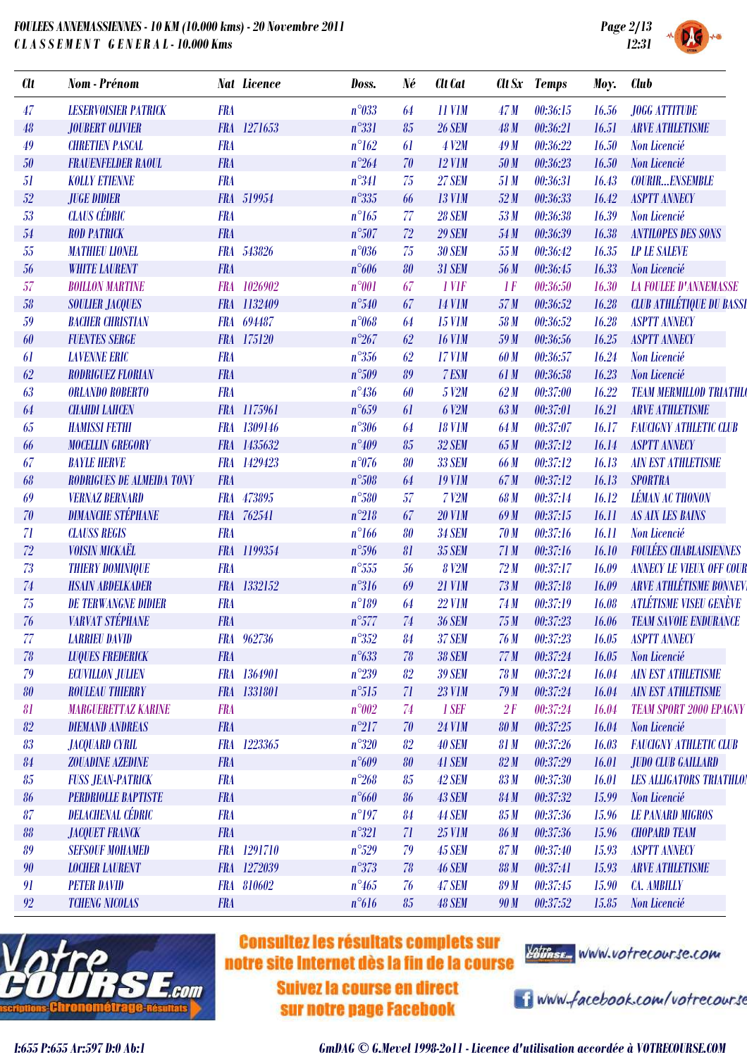**FOULEES ANNEMASSIENNES - 10 KM (10.000 kms) - 20 Novembre 2011**
**CLASSEMENT GENERAL - 10.000 Kms**

| Clt | Nom - Prénom | Nat | Licence | Doss. | Né | Clt Cat | Clt Sx | Temps | Moy. | Club |
|---|---|---|---|---|---|---|---|---|---|---|
| 47 | LESERVOISIER PATRICK | FRA | | n°033 | 64 | 11 V1M | 47 M | 00:36:15 | 16.56 | JOGG ATTITUDE |
| 48 | JOUBERT OLIVIER | FRA | 1271653 | n°331 | 85 | 26 SEM | 48 M | 00:36:21 | 16.51 | ARVE ATHLETISME |
| 49 | CHRETIEN PASCAL | FRA | | n°162 | 61 | 4 V2M | 49 M | 00:36:22 | 16.50 | Non Licencié |
| 50 | FRAUENFELDER RAOUL | FRA | | n°264 | 70 | 12 V1M | 50 M | 00:36:23 | 16.50 | Non Licencié |
| 51 | KOLLY ETIENNE | FRA | | n°341 | 75 | 27 SEM | 51 M | 00:36:31 | 16.43 | COURIR...ENSEMBLE |
| 52 | JUGE DIDIER | FRA | 519954 | n°335 | 66 | 13 V1M | 52 M | 00:36:33 | 16.42 | ASPTT ANNECY |
| 53 | CLAUS CÉDRIC | FRA | | n°165 | 77 | 28 SEM | 53 M | 00:36:38 | 16.39 | Non Licencié |
| 54 | ROD PATRICK | FRA | | n°507 | 72 | 29 SEM | 54 M | 00:36:39 | 16.38 | ANTILOPES DES SONS |
| 55 | MATHIEU LIONEL | FRA | 543826 | n°036 | 75 | 30 SEM | 55 M | 00:36:42 | 16.35 | LP LE SALEVE |
| 56 | WHITE LAURENT | FRA | | n°606 | 80 | 31 SEM | 56 M | 00:36:45 | 16.33 | Non Licencié |
| 57 | BOILLON MARTINE | FRA | 1026902 | n°001 | 67 | 1 V1F | 1 F | 00:36:50 | 16.30 | LA FOULEE D'ANNEMASSE |
| 58 | SOULIER JACQUES | FRA | 1132409 | n°540 | 67 | 14 V1M | 57 M | 00:36:52 | 16.28 | CLUB ATHLÉTIQUE DU BASSI |
| 59 | BACHER CHRISTIAN | FRA | 694487 | n°068 | 64 | 15 V1M | 58 M | 00:36:52 | 16.28 | ASPTT ANNECY |
| 60 | FUENTES SERGE | FRA | 175120 | n°267 | 62 | 16 V1M | 59 M | 00:36:56 | 16.25 | ASPTT ANNECY |
| 61 | LAVENNE ERIC | FRA | | n°356 | 62 | 17 V1M | 60 M | 00:36:57 | 16.24 | Non Licencié |
| 62 | RODRIGUEZ FLORIAN | FRA | | n°509 | 89 | 7 ESM | 61 M | 00:36:58 | 16.23 | Non Licencié |
| 63 | ORLANDO ROBERTO | FRA | | n°436 | 60 | 5 V2M | 62 M | 00:37:00 | 16.22 | TEAM MERMILLOD TRIATHL |
| 64 | CHAHDI LAHCEN | FRA | 1175961 | n°659 | 61 | 6 V2M | 63 M | 00:37:01 | 16.21 | ARVE ATHLETISME |
| 65 | HAMISSI FETHI | FRA | 1309146 | n°306 | 64 | 18 V1M | 64 M | 00:37:07 | 16.17 | FAUCIGNY ATHLETIC CLUB |
| 66 | MOCELLIN GREGORY | FRA | 1435632 | n°409 | 85 | 32 SEM | 65 M | 00:37:12 | 16.14 | ASPTT ANNECY |
| 67 | BAYLE HERVE | FRA | 1429423 | n°076 | 80 | 33 SEM | 66 M | 00:37:12 | 16.13 | AIN EST ATHLETISME |
| 68 | RODRIGUES DE ALMEIDA TONY | FRA | | n°508 | 64 | 19 V1M | 67 M | 00:37:12 | 16.13 | SPORTRA |
| 69 | VERNAZ BERNARD | FRA | 473895 | n°580 | 57 | 7 V2M | 68 M | 00:37:14 | 16.12 | LÉMAN AC THONON |
| 70 | DIMANCHE STÉPHANE | FRA | 762541 | n°218 | 67 | 20 V1M | 69 M | 00:37:15 | 16.11 | AS AIX LES BAINS |
| 71 | CLAUSS REGIS | FRA | | n°166 | 80 | 34 SEM | 70 M | 00:37:16 | 16.11 | Non Licencié |
| 72 | VOISIN MICKAËL | FRA | 1199354 | n°596 | 81 | 35 SEM | 71 M | 00:37:16 | 16.10 | FOULÉES CHABLAISIENNES |
| 73 | THIERY DOMINIQUE | FRA | | n°555 | 56 | 8 V2M | 72 M | 00:37:17 | 16.09 | ANNECY LE VIEUX OFF COUR |
| 74 | HSAIN ABDELKADER | FRA | 1332152 | n°316 | 69 | 21 V1M | 73 M | 00:37:18 | 16.09 | ARVE ATHLÉTISME BONNEV |
| 75 | DE TERWANGNE DIDIER | FRA | | n°189 | 64 | 22 V1M | 74 M | 00:37:19 | 16.08 | ATLÉTISME VISEU GENÈVE |
| 76 | VARVAT STÉPHANE | FRA | | n°577 | 74 | 36 SEM | 75 M | 00:37:23 | 16.06 | TEAM SAVOIE ENDURANCE |
| 77 | LARRIEU DAVID | FRA | 962736 | n°352 | 84 | 37 SEM | 76 M | 00:37:23 | 16.05 | ASPTT ANNECY |
| 78 | LUQUES FREDERICK | FRA | | n°633 | 78 | 38 SEM | 77 M | 00:37:24 | 16.05 | Non Licencié |
| 79 | ECUVILLON JULIEN | FRA | 1364901 | n°239 | 82 | 39 SEM | 78 M | 00:37:24 | 16.04 | AIN EST ATHLETISME |
| 80 | ROULEAU THIERRY | FRA | 1331801 | n°515 | 71 | 23 V1M | 79 M | 00:37:24 | 16.04 | AIN EST ATHLETISME |
| 81 | MARGUERETTAZ KARINE | FRA | | n°002 | 74 | 1 SEF | 2 F | 00:37:24 | 16.04 | TEAM SPORT 2000 EPAGNY |
| 82 | DIEMAND ANDREAS | FRA | | n°217 | 70 | 24 V1M | 80 M | 00:37:25 | 16.04 | Non Licencié |
| 83 | JACQUARD CYRIL | FRA | 1223365 | n°320 | 82 | 40 SEM | 81 M | 00:37:26 | 16.03 | FAUCIGNY ATHLETIC CLUB |
| 84 | ZOUADINE AZEDINE | FRA | | n°609 | 80 | 41 SEM | 82 M | 00:37:29 | 16.01 | JUDO CLUB GAILLARD |
| 85 | FUSS JEAN-PATRICK | FRA | | n°268 | 85 | 42 SEM | 83 M | 00:37:30 | 16.01 | LES ALLIGATORS TRIATHLO |
| 86 | PERDRIOLLE BAPTISTE | FRA | | n°660 | 86 | 43 SEM | 84 M | 00:37:32 | 15.99 | Non Licencié |
| 87 | DELACHENAL CÉDRIC | FRA | | n°197 | 84 | 44 SEM | 85 M | 00:37:36 | 15.96 | LE PANARD MIGROS |
| 88 | JACQUET FRANCK | FRA | | n°321 | 71 | 25 V1M | 86 M | 00:37:36 | 15.96 | CHOPARD TEAM |
| 89 | SEFSOUF MOHAMED | FRA | 1291710 | n°529 | 79 | 45 SEM | 87 M | 00:37:40 | 15.93 | ASPTT ANNECY |
| 90 | LOCHER LAURENT | FRA | 1272039 | n°373 | 78 | 46 SEM | 88 M | 00:37:41 | 15.93 | ARVE ATHLETISME |
| 91 | PETER DAVID | FRA | 810602 | n°465 | 76 | 47 SEM | 89 M | 00:37:45 | 15.90 | CA. AMBILLY |
| 92 | TCHENG NICOLAS | FRA | | n°616 | 85 | 48 SEM | 90 M | 00:37:52 | 15.85 | Non Licencié |

Consultez les résultats complets sur notre site Internet dès la fin de la course — www.votrecourse.com

Suivez la course en direct sur notre page Facebook — www.facebook.com/votrecourse

I:655 P:655 Ar:597 D:0 Ab:1 — GmDAG © G.Mevel 1998-2011 - Licence d'utilisation accordée à VOTRECOURSE.COM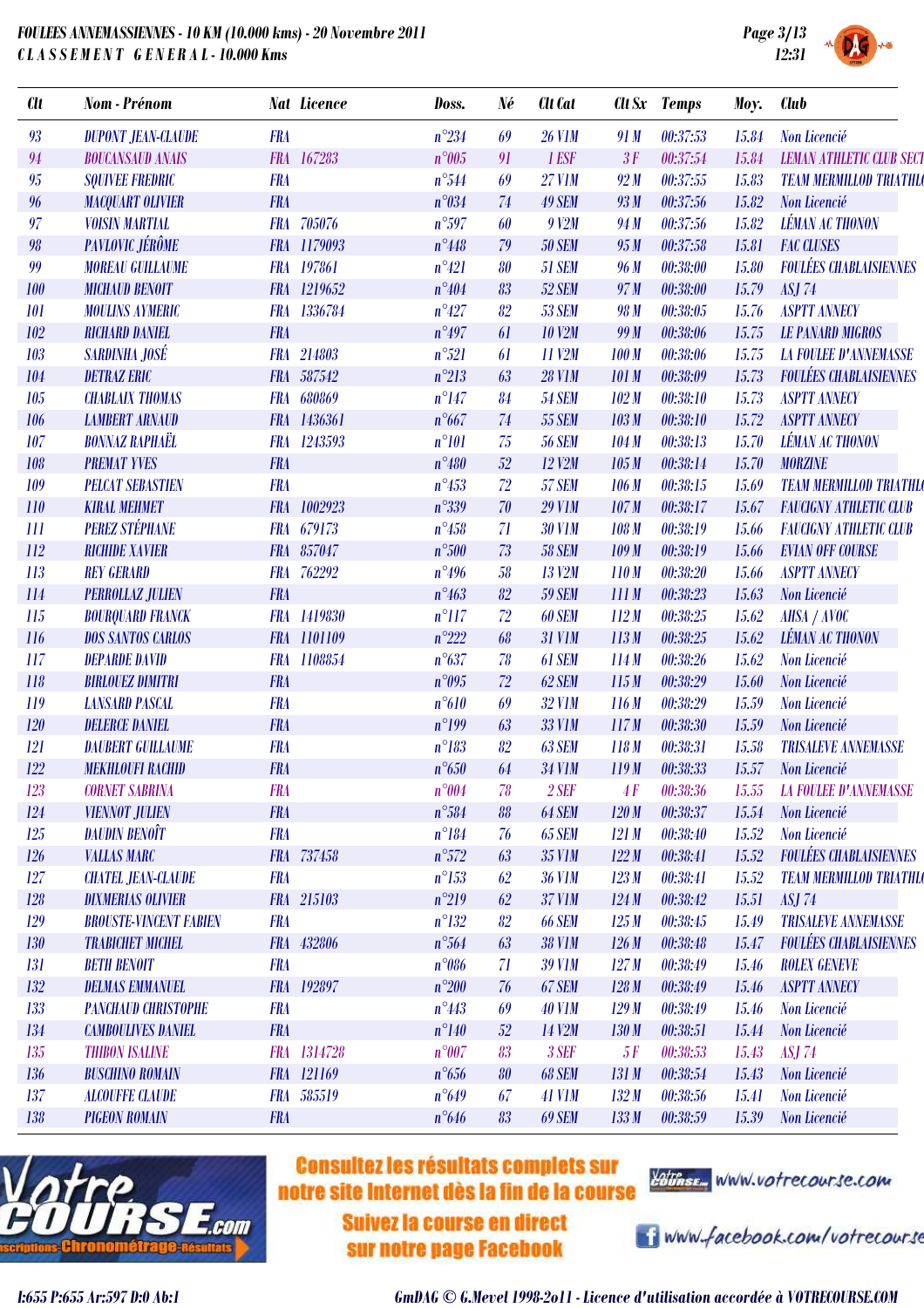# FOULEES ANNEMASSIENNES - 10 KM (10.000 kms) - 20 Novembre 2011

## CLASSEMENT GENERAL - 10.000 Kms

| Clt | Nom - Prénom | Nat | Licence | Doss. | Né | Clt Cat | Clt Sx | Temps | Moy. | Club |
|---|---|---|---|---|---|---|---|---|---|---|
| 93 | DUPONT JEAN-CLAUDE | FRA | | n°234 | 69 | 26 V1M | 91 M | 00:37:53 | 15.84 | Non Licencié |
| 94 | BOUCANSAUD ANAIS | FRA | 167283 | n°005 | 91 | 1 ESF | 3 F | 00:37:54 | 15.84 | LEMAN ATHLETIC CLUB SECT |
| 95 | SQUIVEE FREDRIC | FRA | | n°544 | 69 | 27 V1M | 92 M | 00:37:55 | 15.83 | TEAM MERMILLOD TRIATHL |
| 96 | MACQUART OLIVIER | FRA | | n°034 | 74 | 49 SEM | 93 M | 00:37:56 | 15.82 | Non Licencié |
| 97 | VOISIN MARTIAL | FRA | 705076 | n°597 | 60 | 9 V2M | 94 M | 00:37:56 | 15.82 | LÉMAN AC THONON |
| 98 | PAVLOVIC JÉRÔME | FRA | 1179093 | n°448 | 79 | 50 SEM | 95 M | 00:37:58 | 15.81 | FAC CLUSES |
| 99 | MOREAU GUILLAUME | FRA | 197861 | n°421 | 80 | 51 SEM | 96 M | 00:38:00 | 15.80 | FOULÉES CHABLAISIENNES |
| 100 | MICHAUD BENOIT | FRA | 1219652 | n°404 | 83 | 52 SEM | 97 M | 00:38:00 | 15.79 | ASJ 74 |
| 101 | MOULINS AYMERIC | FRA | 1336784 | n°427 | 82 | 53 SEM | 98 M | 00:38:05 | 15.76 | ASPTT ANNECY |
| 102 | RICHARD DANIEL | FRA | | n°497 | 61 | 10 V2M | 99 M | 00:38:06 | 15.75 | LE PANARD MIGROS |
| 103 | SARDINHA JOSÉ | FRA | 214803 | n°521 | 61 | 11 V2M | 100 M | 00:38:06 | 15.75 | LA FOULEE D'ANNEMASSE |
| 104 | DETRAZ ERIC | FRA | 587542 | n°213 | 63 | 28 V1M | 101 M | 00:38:09 | 15.73 | FOULÉES CHABLAISIENNES |
| 105 | CHABLAIX THOMAS | FRA | 680869 | n°147 | 84 | 54 SEM | 102 M | 00:38:10 | 15.73 | ASPTT ANNECY |
| 106 | LAMBERT ARNAUD | FRA | 1436361 | n°667 | 74 | 55 SEM | 103 M | 00:38:10 | 15.72 | ASPTT ANNECY |
| 107 | BONNAZ RAPHAËL | FRA | 1243593 | n°101 | 75 | 56 SEM | 104 M | 00:38:13 | 15.70 | LÉMAN AC THONON |
| 108 | PREMAT YVES | FRA | | n°480 | 52 | 12 V2M | 105 M | 00:38:14 | 15.70 | MORZINE |
| 109 | PELCAT SEBASTIEN | FRA | | n°453 | 72 | 57 SEM | 106 M | 00:38:15 | 15.69 | TEAM MERMILLOD TRIATHL |
| 110 | KIRAL MEHMET | FRA | 1002923 | n°339 | 70 | 29 V1M | 107 M | 00:38:17 | 15.67 | FAUCIGNY ATHLETIC CLUB |
| 111 | PEREZ STÉPHANE | FRA | 679173 | n°458 | 71 | 30 V1M | 108 M | 00:38:19 | 15.66 | FAUCIGNY ATHLETIC CLUB |
| 112 | RICHIDE XAVIER | FRA | 857047 | n°500 | 73 | 58 SEM | 109 M | 00:38:19 | 15.66 | EVIAN OFF COURSE |
| 113 | REY GERARD | FRA | 762292 | n°496 | 58 | 13 V2M | 110 M | 00:38:20 | 15.66 | ASPTT ANNECY |
| 114 | PERROLLAZ JULIEN | FRA | | n°463 | 82 | 59 SEM | 111 M | 00:38:23 | 15.63 | Non Licencié |
| 115 | BOURQUARD FRANCK | FRA | 1419830 | n°117 | 72 | 60 SEM | 112 M | 00:38:25 | 15.62 | AHSA / AVOC |
| 116 | DOS SANTOS CARLOS | FRA | 1101109 | n°222 | 68 | 31 V1M | 113 M | 00:38:25 | 15.62 | LÉMAN AC THONON |
| 117 | DEPARDE DAVID | FRA | 1108854 | n°637 | 78 | 61 SEM | 114 M | 00:38:26 | 15.62 | Non Licencié |
| 118 | BIRLOUEZ DIMITRI | FRA | | n°095 | 72 | 62 SEM | 115 M | 00:38:29 | 15.60 | Non Licencié |
| 119 | LANSARD PASCAL | FRA | | n°610 | 69 | 32 V1M | 116 M | 00:38:29 | 15.59 | Non Licencié |
| 120 | DELERCE DANIEL | FRA | | n°199 | 63 | 33 V1M | 117 M | 00:38:30 | 15.59 | Non Licencié |
| 121 | DAUBERT GUILLAUME | FRA | | n°183 | 82 | 63 SEM | 118 M | 00:38:31 | 15.58 | TRISALEVE ANNEMASSE |
| 122 | MEKHLOUFI RACHID | FRA | | n°650 | 64 | 34 V1M | 119 M | 00:38:33 | 15.57 | Non Licencié |
| 123 | CORNET SABRINA | FRA | | n°004 | 78 | 2 SEF | 4 F | 00:38:36 | 15.55 | LA FOULEE D'ANNEMASSE |
| 124 | VIENNOT JULIEN | FRA | | n°584 | 88 | 64 SEM | 120 M | 00:38:37 | 15.54 | Non Licencié |
| 125 | DAUDIN BENOÎT | FRA | | n°184 | 76 | 65 SEM | 121 M | 00:38:40 | 15.52 | Non Licencié |
| 126 | VALLAS MARC | FRA | 737458 | n°572 | 63 | 35 V1M | 122 M | 00:38:41 | 15.52 | FOULÉES CHABLAISIENNES |
| 127 | CHATEL JEAN-CLAUDE | FRA | | n°153 | 62 | 36 V1M | 123 M | 00:38:41 | 15.52 | TEAM MERMILLOD TRIATHL |
| 128 | DIXMERIAS OLIVIER | FRA | 215103 | n°219 | 62 | 37 V1M | 124 M | 00:38:42 | 15.51 | ASJ 74 |
| 129 | BROUSTE-VINCENT FABIEN | FRA | | n°132 | 82 | 66 SEM | 125 M | 00:38:45 | 15.49 | TRISALEVE ANNEMASSE |
| 130 | TRABICHET MICHEL | FRA | 432806 | n°564 | 63 | 38 V1M | 126 M | 00:38:48 | 15.47 | FOULÉES CHABLAISIENNES |
| 131 | BETH BENOIT | FRA | | n°086 | 71 | 39 V1M | 127 M | 00:38:49 | 15.46 | ROLEX GENEVE |
| 132 | DELMAS EMMANUEL | FRA | 192897 | n°200 | 76 | 67 SEM | 128 M | 00:38:49 | 15.46 | ASPTT ANNECY |
| 133 | PANCHAUD CHRISTOPHE | FRA | | n°443 | 69 | 40 V1M | 129 M | 00:38:49 | 15.46 | Non Licencié |
| 134 | CAMBOULIVES DANIEL | FRA | | n°140 | 52 | 14 V2M | 130 M | 00:38:51 | 15.44 | Non Licencié |
| 135 | THIBON ISALINE | FRA | 1314728 | n°007 | 83 | 3 SEF | 5 F | 00:38:53 | 15.43 | ASJ 74 |
| 136 | BUSCHINO ROMAIN | FRA | 121169 | n°656 | 80 | 68 SEM | 131 M | 00:38:54 | 15.43 | Non Licencié |
| 137 | ALCOUFFE CLAUDE | FRA | 585519 | n°649 | 67 | 41 V1M | 132 M | 00:38:56 | 15.41 | Non Licencié |
| 138 | PIGEON ROMAIN | FRA | | n°646 | 83 | 69 SEM | 133 M | 00:38:59 | 15.39 | Non Licencié |

Consultez les résultats complets sur notre site Internet dès la fin de la course — www.votrecourse.com

Suivez la course en direct sur notre page Facebook — www.facebook.com/votrecourse

I:655 P:655 Ar:597 D:0 Ab:1

GmDAG © G.Mevel 1998-2o11 - Licence d'utilisation accordée à VOTRECOURSE.COM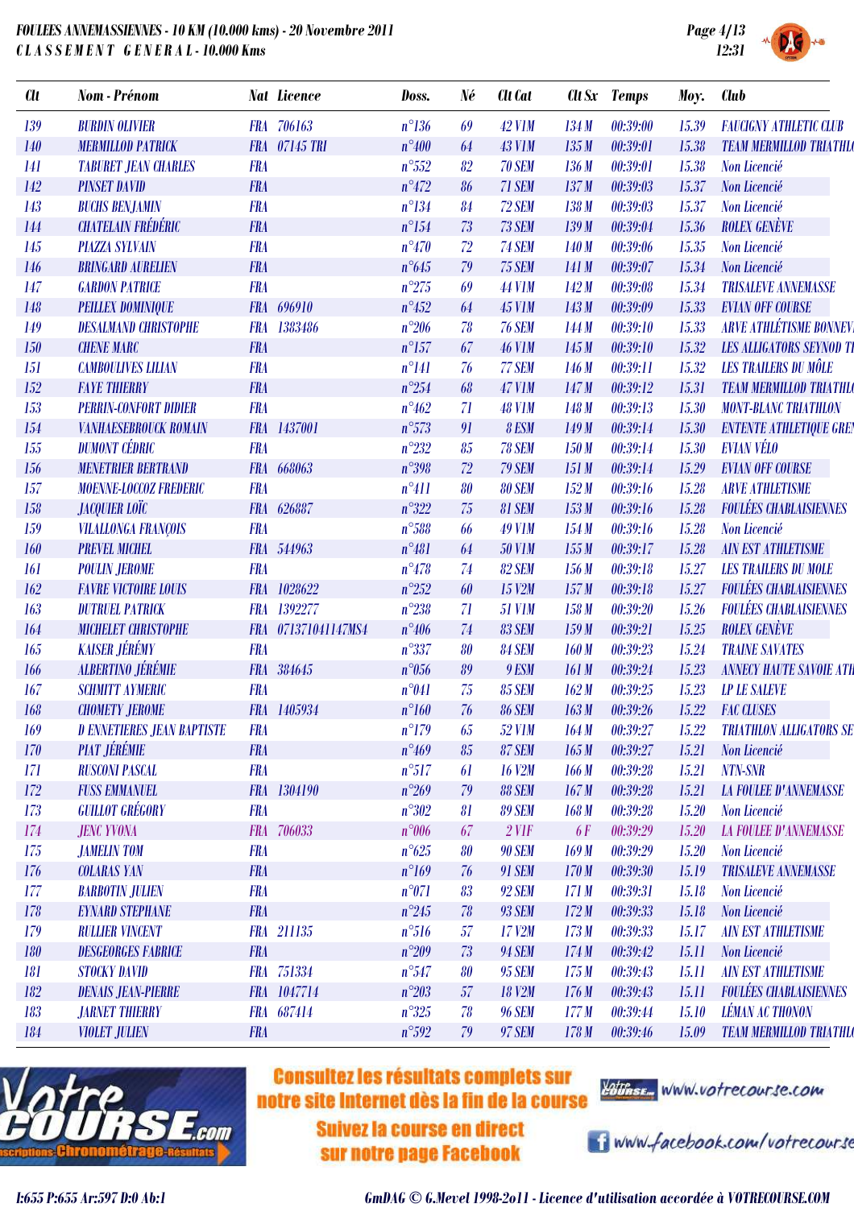FOULEES ANNEMASSIENNES - 10 KM (10.000 kms) - 20 Novembre 2011
CLASSEMENT GENERAL - 10.000 Kms

| Clt | Nom - Prénom | Nat | Licence | Doss. | Né | Clt Cat | Clt Sx | Temps | Moy. | Club |
|---|---|---|---|---|---|---|---|---|---|---|
| 139 | BURDIN OLIVIER | FRA | 706163 | n°136 | 69 | 42 V1M | 134 M | 00:39:00 | 15.39 | FAUCIGNY ATHLETIC CLUB |
| 140 | MERMILLOD PATRICK | FRA | 07145 TRI | n°400 | 64 | 43 V1M | 135 M | 00:39:01 | 15.38 | TEAM MERMILLOD TRIATHL |
| 141 | TABURET JEAN CHARLES | FRA | | n°552 | 82 | 70 SEM | 136 M | 00:39:01 | 15.38 | Non Licencié |
| 142 | PINSET DAVID | FRA | | n°472 | 86 | 71 SEM | 137 M | 00:39:03 | 15.37 | Non Licencié |
| 143 | BUCHS BENJAMIN | FRA | | n°134 | 84 | 72 SEM | 138 M | 00:39:03 | 15.37 | Non Licencié |
| 144 | CHATELAIN FRÉDÉRIC | FRA | | n°154 | 73 | 73 SEM | 139 M | 00:39:04 | 15.36 | ROLEX GENÈVE |
| 145 | PIAZZA SYLVAIN | FRA | | n°470 | 72 | 74 SEM | 140 M | 00:39:06 | 15.35 | Non Licencié |
| 146 | BRINGARD AURELIEN | FRA | | n°645 | 79 | 75 SEM | 141 M | 00:39:07 | 15.34 | Non Licencié |
| 147 | GARDON PATRICE | FRA | | n°275 | 69 | 44 V1M | 142 M | 00:39:08 | 15.34 | TRISALEVE ANNEMASSE |
| 148 | PEILLEX DOMINIQUE | FRA | 696910 | n°452 | 64 | 45 V1M | 143 M | 00:39:09 | 15.33 | EVIAN OFF COURSE |
| 149 | DESALMAND CHRISTOPHE | FRA | 1383486 | n°206 | 78 | 76 SEM | 144 M | 00:39:10 | 15.33 | ARVE ATHLÉTISME BONNEV |
| 150 | CHENE MARC | FRA | | n°157 | 67 | 46 V1M | 145 M | 00:39:10 | 15.32 | LES ALLIGATORS SEYNOD TI |
| 151 | CAMBOULIVES LILIAN | FRA | | n°141 | 76 | 77 SEM | 146 M | 00:39:11 | 15.32 | LES TRAILERS DU MÔLE |
| 152 | FAYE THIERRY | FRA | | n°254 | 68 | 47 V1M | 147 M | 00:39:12 | 15.31 | TEAM MERMILLOD TRIATHL |
| 153 | PERRIN-CONFORT DIDIER | FRA | | n°462 | 71 | 48 V1M | 148 M | 00:39:13 | 15.30 | MONT-BLANC TRIATHLON |
| 154 | VANHAESEBROUCK ROMAIN | FRA | 1437001 | n°573 | 91 | 8 ESM | 149 M | 00:39:14 | 15.30 | ENTENTE ATHLETIQUE GRE |
| 155 | DUMONT CÉDRIC | FRA | | n°232 | 85 | 78 SEM | 150 M | 00:39:14 | 15.30 | EVIAN VÉLO |
| 156 | MENETRIER BERTRAND | FRA | 668063 | n°398 | 72 | 79 SEM | 151 M | 00:39:14 | 15.29 | EVIAN OFF COURSE |
| 157 | MOENNE-LOCCOZ FREDERIC | FRA | | n°411 | 80 | 80 SEM | 152 M | 00:39:16 | 15.28 | ARVE ATHLETISME |
| 158 | JACQUIER LOÏC | FRA | 626887 | n°322 | 75 | 81 SEM | 153 M | 00:39:16 | 15.28 | FOULÉES CHABLAISIENNES |
| 159 | VILALLONGA FRANÇOIS | FRA | | n°588 | 66 | 49 V1M | 154 M | 00:39:16 | 15.28 | Non Licencié |
| 160 | PREVEL MICHEL | FRA | 544963 | n°481 | 64 | 50 V1M | 155 M | 00:39:17 | 15.28 | AIN EST ATHLETISME |
| 161 | POULIN JEROME | FRA | | n°478 | 74 | 82 SEM | 156 M | 00:39:18 | 15.27 | LES TRAILERS DU MOLE |
| 162 | FAVRE VICTOIRE LOUIS | FRA | 1028622 | n°252 | 60 | 15 V2M | 157 M | 00:39:18 | 15.27 | FOULÉES CHABLAISIENNES |
| 163 | DUTRUEL PATRICK | FRA | 1392277 | n°238 | 71 | 51 V1M | 158 M | 00:39:20 | 15.26 | FOULÉES CHABLAISIENNES |
| 164 | MICHELET CHRISTOPHE | FRA | 071371041147MS4 | n°406 | 74 | 83 SEM | 159 M | 00:39:21 | 15.25 | ROLEX GENÈVE |
| 165 | KAISER JÉRÉMY | FRA | | n°337 | 80 | 84 SEM | 160 M | 00:39:23 | 15.24 | TRAINE SAVATES |
| 166 | ALBERTINO JÉRÉMIE | FRA | 384645 | n°056 | 89 | 9 ESM | 161 M | 00:39:24 | 15.23 | ANNECY HAUTE SAVOIE ATH |
| 167 | SCHMITT AYMERIC | FRA | | n°041 | 75 | 85 SEM | 162 M | 00:39:25 | 15.23 | LP LE SALEVE |
| 168 | CHOMETY JEROME | FRA | 1405934 | n°160 | 76 | 86 SEM | 163 M | 00:39:26 | 15.22 | FAC CLUSES |
| 169 | D ENNETIERES JEAN BAPTISTE | FRA | | n°179 | 65 | 52 V1M | 164 M | 00:39:27 | 15.22 | TRIATHLON ALLIGATORS SE |
| 170 | PIAT JÉRÉMIE | FRA | | n°469 | 85 | 87 SEM | 165 M | 00:39:27 | 15.21 | Non Licencié |
| 171 | RUSCONI PASCAL | FRA | | n°517 | 61 | 16 V2M | 166 M | 00:39:28 | 15.21 | NTN-SNR |
| 172 | FUSS EMMANUEL | FRA | 1304190 | n°269 | 79 | 88 SEM | 167 M | 00:39:28 | 15.21 | LA FOULEE D'ANNEMASSE |
| 173 | GUILLOT GRÉGORY | FRA | | n°302 | 81 | 89 SEM | 168 M | 00:39:28 | 15.20 | Non Licencié |
| 174 | JENC YVONA | FRA | 706033 | n°006 | 67 | 2 V1F | 6 F | 00:39:29 | 15.20 | LA FOULEE D'ANNEMASSE |
| 175 | JAMELIN TOM | FRA | | n°625 | 80 | 90 SEM | 169 M | 00:39:29 | 15.20 | Non Licencié |
| 176 | COLARAS YAN | FRA | | n°169 | 76 | 91 SEM | 170 M | 00:39:30 | 15.19 | TRISALEVE ANNEMASSE |
| 177 | BARBOTIN JULIEN | FRA | | n°071 | 83 | 92 SEM | 171 M | 00:39:31 | 15.18 | Non Licencié |
| 178 | EYNARD STEPHANE | FRA | | n°245 | 78 | 93 SEM | 172 M | 00:39:33 | 15.18 | Non Licencié |
| 179 | RULLIER VINCENT | FRA | 211135 | n°516 | 57 | 17 V2M | 173 M | 00:39:33 | 15.17 | AIN EST ATHLETISME |
| 180 | DESGEORGES FABRICE | FRA | | n°209 | 73 | 94 SEM | 174 M | 00:39:42 | 15.11 | Non Licencié |
| 181 | STOCKY DAVID | FRA | 751334 | n°547 | 80 | 95 SEM | 175 M | 00:39:43 | 15.11 | AIN EST ATHLETISME |
| 182 | DENAIS JEAN-PIERRE | FRA | 1047714 | n°203 | 57 | 18 V2M | 176 M | 00:39:43 | 15.11 | FOULÉES CHABLAISIENNES |
| 183 | JARNET THIERRY | FRA | 687414 | n°325 | 78 | 96 SEM | 177 M | 00:39:44 | 15.10 | LÉMAN AC THONON |
| 184 | VIOLET JULIEN | FRA | | n°592 | 79 | 97 SEM | 178 M | 00:39:46 | 15.09 | TEAM MERMILLOD TRIATHL |

Consultez les résultats complets sur notre site Internet dès la fin de la course
Suivez la course en direct sur notre page Facebook

www.votrecourse.com
www.facebook.com/votrecourse

I:655 P:655 Ar:597 D:0 Ab:1

GmDAG © G.Mevel 1998-2o11 - Licence d'utilisation accordée à VOTRECOURSE.COM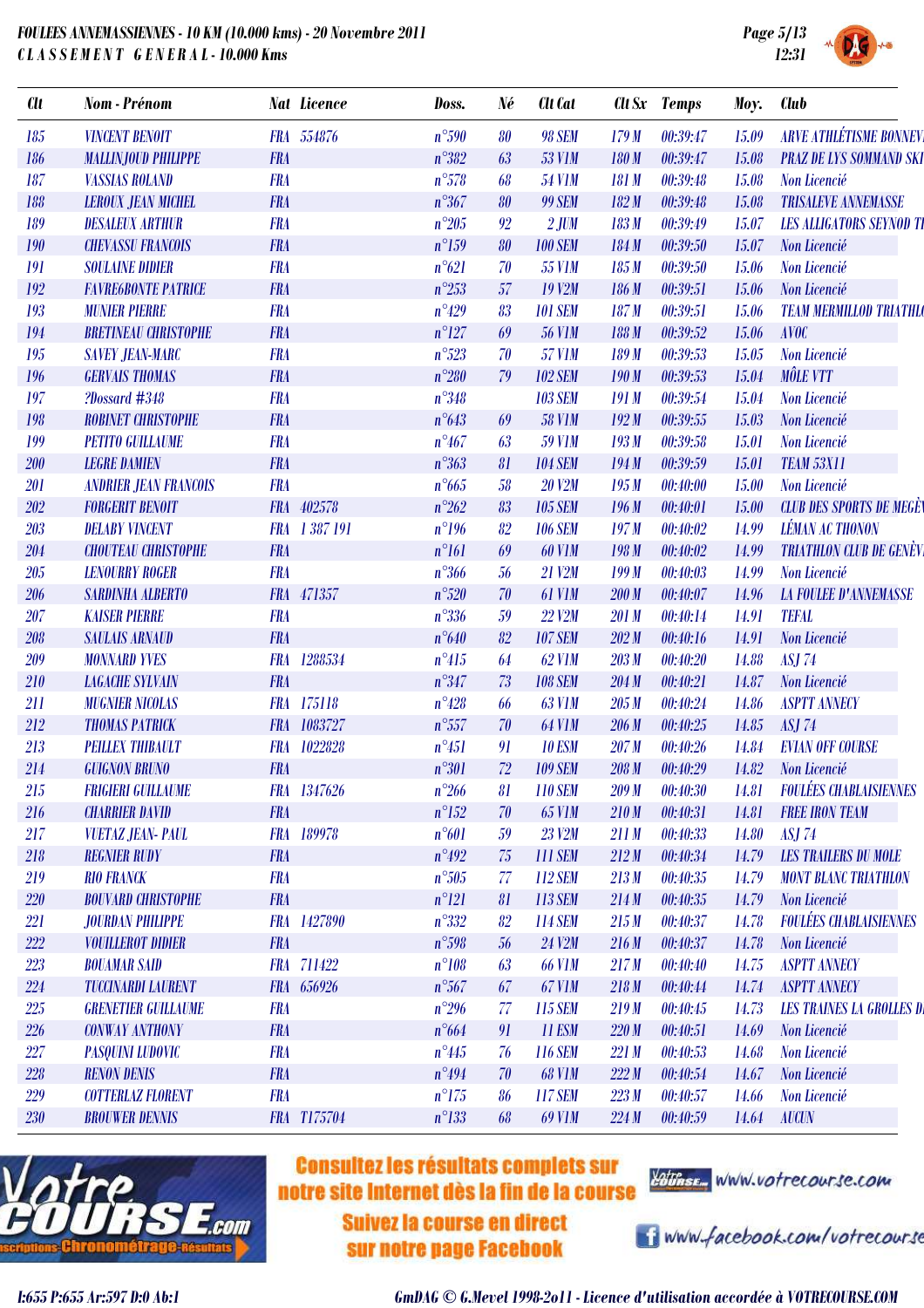**FOULEES ANNEMASSIENNES - 10 KM (10.000 kms) - 20 Novembre 2011**
**CLASSEMENT GENERAL - 10.000 Kms**

| Clt | Nom - Prénom | Nat | Licence | Doss. | Né | Clt Cat | Clt Sx | Temps | Moy. | Club |
|---|---|---|---|---|---|---|---|---|---|---|
| 185 | VINCENT BENOIT | FRA | 554876 | n°590 | 80 | 98 SEM | 179 M | 00:39:47 | 15.09 | ARVE ATHLÉTISME BONNEVI |
| 186 | MALLINJOUD PHILIPPE | FRA | | n°382 | 63 | 53 V1M | 180 M | 00:39:47 | 15.08 | PRAZ DE LYS SOMMAND SKI |
| 187 | VASSIAS ROLAND | FRA | | n°578 | 68 | 54 V1M | 181 M | 00:39:48 | 15.08 | Non Licencié |
| 188 | LEROUX JEAN MICHEL | FRA | | n°367 | 80 | 99 SEM | 182 M | 00:39:48 | 15.08 | TRISALEVE ANNEMASSE |
| 189 | DESALEUX ARTHUR | FRA | | n°205 | 92 | 2 JUM | 183 M | 00:39:49 | 15.07 | LES ALLIGATORS SEYNOD TI |
| 190 | CHEVASSU FRANCOIS | FRA | | n°159 | 80 | 100 SEM | 184 M | 00:39:50 | 15.07 | Non Licencié |
| 191 | SOULAINE DIDIER | FRA | | n°621 | 70 | 55 V1M | 185 M | 00:39:50 | 15.06 | Non Licencié |
| 192 | FAVRE6BONTE PATRICE | FRA | | n°253 | 57 | 19 V2M | 186 M | 00:39:51 | 15.06 | Non Licencié |
| 193 | MUNIER PIERRE | FRA | | n°429 | 83 | 101 SEM | 187 M | 00:39:51 | 15.06 | TEAM MERMILLOD TRIATHL |
| 194 | BRETINEAU CHRISTOPHE | FRA | | n°127 | 69 | 56 V1M | 188 M | 00:39:52 | 15.06 | AVOC |
| 195 | SAVEY JEAN-MARC | FRA | | n°523 | 70 | 57 V1M | 189 M | 00:39:53 | 15.05 | Non Licencié |
| 196 | GERVAIS THOMAS | FRA | | n°280 | 79 | 102 SEM | 190 M | 00:39:53 | 15.04 | MÔLE VTT |
| 197 | ?Dossard #348 | FRA | | n°348 | | 103 SEM | 191 M | 00:39:54 | 15.04 | Non Licencié |
| 198 | ROBINET CHRISTOPHE | FRA | | n°643 | 69 | 58 V1M | 192 M | 00:39:55 | 15.03 | Non Licencié |
| 199 | PETITO GUILLAUME | FRA | | n°467 | 63 | 59 V1M | 193 M | 00:39:58 | 15.01 | Non Licencié |
| 200 | LEGRE DAMIEN | FRA | | n°363 | 81 | 104 SEM | 194 M | 00:39:59 | 15.01 | TEAM 53X11 |
| 201 | ANDRIER JEAN FRANCOIS | FRA | | n°665 | 58 | 20 V2M | 195 M | 00:40:00 | 15.00 | Non Licencié |
| 202 | FORGERIT BENOIT | FRA | 402578 | n°262 | 83 | 105 SEM | 196 M | 00:40:01 | 15.00 | CLUB DES SPORTS DE MEGÈV |
| 203 | DELABY VINCENT | FRA | 1 387 191 | n°196 | 82 | 106 SEM | 197 M | 00:40:02 | 14.99 | LÉMAN AC THONON |
| 204 | CHOUTEAU CHRISTOPHE | FRA | | n°161 | 69 | 60 V1M | 198 M | 00:40:02 | 14.99 | TRIATHLON CLUB DE GENÈV |
| 205 | LENOURRY ROGER | FRA | | n°366 | 56 | 21 V2M | 199 M | 00:40:03 | 14.99 | Non Licencié |
| 206 | SARDINHA ALBERTO | FRA | 471357 | n°520 | 70 | 61 V1M | 200 M | 00:40:07 | 14.96 | LA FOULEE D'ANNEMASSE |
| 207 | KAISER PIERRE | FRA | | n°336 | 59 | 22 V2M | 201 M | 00:40:14 | 14.91 | TEFAL |
| 208 | SAULAIS ARNAUD | FRA | | n°640 | 82 | 107 SEM | 202 M | 00:40:16 | 14.91 | Non Licencié |
| 209 | MONNARD YVES | FRA | 1288534 | n°415 | 64 | 62 V1M | 203 M | 00:40:20 | 14.88 | ASJ 74 |
| 210 | LAGACHE SYLVAIN | FRA | | n°347 | 73 | 108 SEM | 204 M | 00:40:21 | 14.87 | Non Licencié |
| 211 | MUGNIER NICOLAS | FRA | 175118 | n°428 | 66 | 63 V1M | 205 M | 00:40:24 | 14.86 | ASPTT ANNECY |
| 212 | THOMAS PATRICK | FRA | 1083727 | n°557 | 70 | 64 V1M | 206 M | 00:40:25 | 14.85 | ASJ 74 |
| 213 | PEILLEX THIBAULT | FRA | 1022828 | n°451 | 91 | 10 ESM | 207 M | 00:40:26 | 14.84 | EVIAN OFF COURSE |
| 214 | GUIGNON BRUNO | FRA | | n°301 | 72 | 109 SEM | 208 M | 00:40:29 | 14.82 | Non Licencié |
| 215 | FRIGIERI GUILLAUME | FRA | 1347626 | n°266 | 81 | 110 SEM | 209 M | 00:40:30 | 14.81 | FOULÉES CHABLAISIENNES |
| 216 | CHARRIER DAVID | FRA | | n°152 | 70 | 65 V1M | 210 M | 00:40:31 | 14.81 | FREE IRON TEAM |
| 217 | VUETAZ JEAN- PAUL | FRA | 189978 | n°601 | 59 | 23 V2M | 211 M | 00:40:33 | 14.80 | ASJ 74 |
| 218 | REGNIER RUDY | FRA | | n°492 | 75 | 111 SEM | 212 M | 00:40:34 | 14.79 | LES TRAILERS DU MOLE |
| 219 | RIO FRANCK | FRA | | n°505 | 77 | 112 SEM | 213 M | 00:40:35 | 14.79 | MONT BLANC TRIATHLON |
| 220 | BOUVARD CHRISTOPHE | FRA | | n°121 | 81 | 113 SEM | 214 M | 00:40:35 | 14.79 | Non Licencié |
| 221 | JOURDAN PHILIPPE | FRA | 1427890 | n°332 | 82 | 114 SEM | 215 M | 00:40:37 | 14.78 | FOULÉES CHABLAISIENNES |
| 222 | VOUILLEROT DIDIER | FRA | | n°598 | 56 | 24 V2M | 216 M | 00:40:37 | 14.78 | Non Licencié |
| 223 | BOUAMAR SAID | FRA | 711422 | n°108 | 63 | 66 V1M | 217 M | 00:40:40 | 14.75 | ASPTT ANNECY |
| 224 | TUCCINARDI LAURENT | FRA | 656926 | n°567 | 67 | 67 V1M | 218 M | 00:40:44 | 14.74 | ASPTT ANNECY |
| 225 | GRENETIER GUILLAUME | FRA | | n°296 | 77 | 115 SEM | 219 M | 00:40:45 | 14.73 | LES TRAINES LA GROLLES D |
| 226 | CONWAY ANTHONY | FRA | | n°664 | 91 | 11 ESM | 220 M | 00:40:51 | 14.69 | Non Licencié |
| 227 | PASQUINI LUDOVIC | FRA | | n°445 | 76 | 116 SEM | 221 M | 00:40:53 | 14.68 | Non Licencié |
| 228 | RENON DENIS | FRA | | n°494 | 70 | 68 V1M | 222 M | 00:40:54 | 14.67 | Non Licencié |
| 229 | COTTERLAZ FLORENT | FRA | | n°175 | 86 | 117 SEM | 223 M | 00:40:57 | 14.66 | Non Licencié |
| 230 | BROUWER DENNIS | FRA | T175704 | n°133 | 68 | 69 V1M | 224 M | 00:40:59 | 14.64 | AUCUN |

Consultez les résultats complets sur notre site Internet dès la fin de la course — www.votrecourse.com

Suivez la course en direct sur notre page Facebook — www.facebook.com/votrecourse

I:655 P:655 Ar:597 D:0 Ab:1

GmDAG © G.Mevel 1998-2011 - Licence d'utilisation accordée à VOTRECOURSE.COM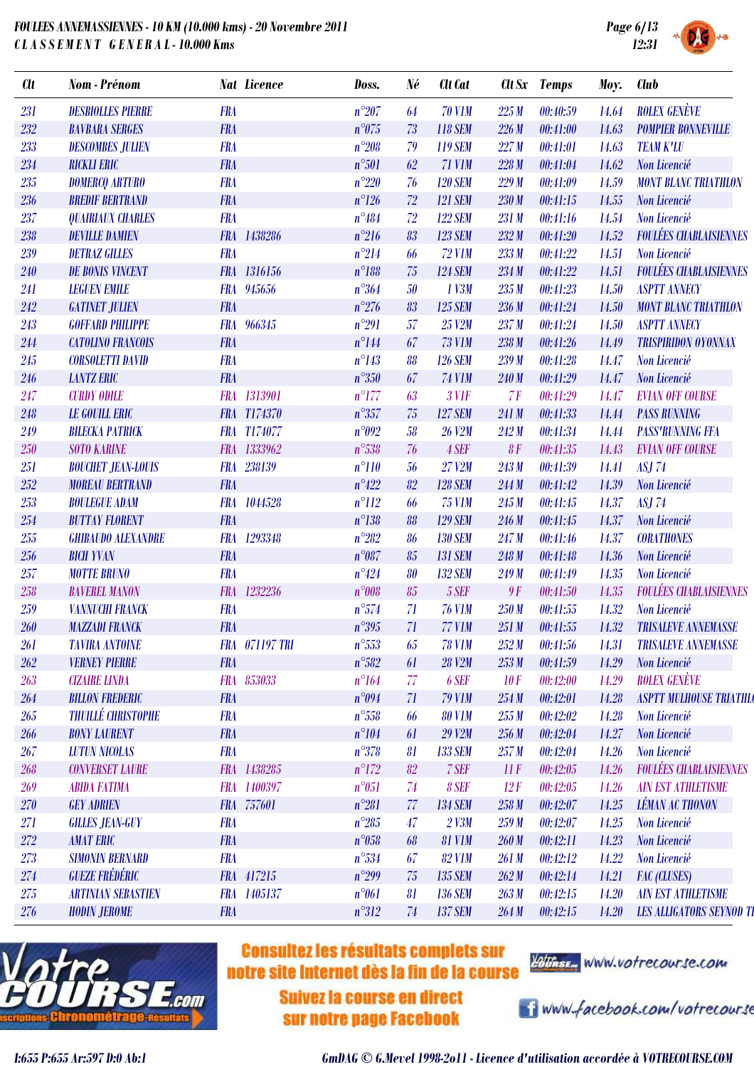**FOULEES ANNEMASSIENNES - 10 KM (10.000 kms) - 20 Novembre 2011**
**CLASSEMENT GENERAL - 10.000 Kms**

| Clt | Nom - Prénom | Nat | Licence | Doss. | Né | Clt Cat | Clt Sx | Temps | Moy. | Club |
|---|---|---|---|---|---|---|---|---|---|---|
| 231 | DESBIOLLES PIERRE | FRA | | n°207 | 64 | 70 V1M | 225 M | 00:40:59 | 14.64 | ROLEX GENÈVE |
| 232 | BAVBARA SERGES | FRA | | n°075 | 73 | 118 SEM | 226 M | 00:41:00 | 14.63 | POMPIER BONNEVILLE |
| 233 | DESCOMBES JULIEN | FRA | | n°208 | 79 | 119 SEM | 227 M | 00:41:01 | 14.63 | TEAM K'LU |
| 234 | RICKLI ERIC | FRA | | n°501 | 62 | 71 V1M | 228 M | 00:41:04 | 14.62 | Non Licencié |
| 235 | DOMERCQ ARTURO | FRA | | n°220 | 76 | 120 SEM | 229 M | 00:41:09 | 14.59 | MONT BLANC TRIATHLON |
| 236 | BREDIF BERTRAND | FRA | | n°126 | 72 | 121 SEM | 230 M | 00:41:15 | 14.55 | Non Licencié |
| 237 | QUAIRIAUX CHARLES | FRA | | n°484 | 72 | 122 SEM | 231 M | 00:41:16 | 14.54 | Non Licencié |
| 238 | DEVILLE DAMIEN | FRA | 1438286 | n°216 | 83 | 123 SEM | 232 M | 00:41:20 | 14.52 | FOULÉES CHABLAISIENNES |
| 239 | DETRAZ GILLES | FRA | | n°214 | 66 | 72 V1M | 233 M | 00:41:22 | 14.51 | Non Licencié |
| 240 | DE BONIS VINCENT | FRA | 1316156 | n°188 | 75 | 124 SEM | 234 M | 00:41:22 | 14.51 | FOULÉES CHABLAISIENNES |
| 241 | LEGUEN EMILE | FRA | 945656 | n°364 | 50 | 1 V3M | 235 M | 00:41:23 | 14.50 | ASPTT ANNECY |
| 242 | GATINET JULIEN | FRA | | n°276 | 83 | 125 SEM | 236 M | 00:41:24 | 14.50 | MONT BLANC TRIATHLON |
| 243 | GOFFARD PHILIPPE | FRA | 966345 | n°291 | 57 | 25 V2M | 237 M | 00:41:24 | 14.50 | ASPTT ANNECY |
| 244 | CATOLINO FRANCOIS | FRA | | n°144 | 67 | 73 V1M | 238 M | 00:41:26 | 14.49 | TRISPIRIDON OYONNAX |
| 245 | CORSOLETTI DAVID | FRA | | n°143 | 88 | 126 SEM | 239 M | 00:41:28 | 14.47 | Non Licencié |
| 246 | LANTZ ERIC | FRA | | n°350 | 67 | 74 V1M | 240 M | 00:41:29 | 14.47 | Non Licencié |
| 247 | CURDY ODILE | FRA | 1313901 | n°177 | 63 | 3 V1F | 7 F | 00:41:29 | 14.47 | EVIAN OFF COURSE |
| 248 | LE GOUILL ERIC | FRA | T174370 | n°357 | 75 | 127 SEM | 241 M | 00:41:33 | 14.44 | PASS RUNNING |
| 249 | BILECKA PATRICK | FRA | T174077 | n°092 | 58 | 26 V2M | 242 M | 00:41:34 | 14.44 | PASS'RUNNING FFA |
| 250 | SOTO KARINE | FRA | 1333962 | n°538 | 76 | 4 SEF | 8 F | 00:41:35 | 14.43 | EVIAN OFF COURSE |
| 251 | BOUCHET JEAN-LOUIS | FRA | 238139 | n°110 | 56 | 27 V2M | 243 M | 00:41:39 | 14.41 | ASJ 74 |
| 252 | MOREAU BERTRAND | FRA | | n°422 | 82 | 128 SEM | 244 M | 00:41:42 | 14.39 | Non Licencié |
| 253 | BOULEGUE ADAM | FRA | 1044528 | n°112 | 66 | 75 V1M | 245 M | 00:41:45 | 14.37 | ASJ 74 |
| 254 | BUTTAY FLORENT | FRA | | n°138 | 88 | 129 SEM | 246 M | 00:41:45 | 14.37 | Non Licencié |
| 255 | GHIBAUDO ALEXANDRE | FRA | 1293348 | n°282 | 86 | 130 SEM | 247 M | 00:41:46 | 14.37 | CORATHONES |
| 256 | BICH YVAN | FRA | | n°087 | 85 | 131 SEM | 248 M | 00:41:48 | 14.36 | Non Licencié |
| 257 | MOTTE BRUNO | FRA | | n°424 | 80 | 132 SEM | 249 M | 00:41:49 | 14.35 | Non Licencié |
| 258 | BAVEREL MANON | FRA | 1232236 | n°008 | 85 | 5 SEF | 9 F | 00:41:50 | 14.35 | FOULÉES CHABLAISIENNES |
| 259 | VANNUCHI FRANCK | FRA | | n°574 | 71 | 76 V1M | 250 M | 00:41:55 | 14.32 | Non Licencié |
| 260 | MAZZADI FRANCK | FRA | | n°395 | 71 | 77 V1M | 251 M | 00:41:55 | 14.32 | TRISALEVE ANNEMASSE |
| 261 | TAVIRA ANTOINE | FRA | 071197 TRI | n°553 | 65 | 78 V1M | 252 M | 00:41:56 | 14.31 | TRISALEVE ANNEMASSE |
| 262 | VERNEY PIERRE | FRA | | n°582 | 61 | 28 V2M | 253 M | 00:41:59 | 14.29 | Non Licencié |
| 263 | CIZAIRE LINDA | FRA | 853033 | n°164 | 77 | 6 SEF | 10 F | 00:42:00 | 14.29 | ROLEX GENÈVE |
| 264 | BILLON FREDERIC | FRA | | n°094 | 71 | 79 V1M | 254 M | 00:42:01 | 14.28 | ASPTT MULHOUSE TRIATHL |
| 265 | THUILLÉ CHRISTOPHE | FRA | | n°558 | 66 | 80 V1M | 255 M | 00:42:02 | 14.28 | Non Licencié |
| 266 | BONY LAURENT | FRA | | n°104 | 61 | 29 V2M | 256 M | 00:42:04 | 14.27 | Non Licencié |
| 267 | LUTUN NICOLAS | FRA | | n°378 | 81 | 133 SEM | 257 M | 00:42:04 | 14.26 | Non Licencié |
| 268 | CONVERSET LAURE | FRA | 1438285 | n°172 | 82 | 7 SEF | 11 F | 00:42:05 | 14.26 | FOULÉES CHABLAISIENNES |
| 269 | ABIDA FATIMA | FRA | 1400397 | n°051 | 74 | 8 SEF | 12 F | 00:42:05 | 14.26 | AIN EST ATHLETISME |
| 270 | GEY ADRIEN | FRA | 757601 | n°281 | 77 | 134 SEM | 258 M | 00:42:07 | 14.25 | LÉMAN AC THONON |
| 271 | GILLES JEAN-GUY | FRA | | n°285 | 47 | 2 V3M | 259 M | 00:42:07 | 14.25 | Non Licencié |
| 272 | AMAT ERIC | FRA | | n°058 | 68 | 81 V1M | 260 M | 00:42:11 | 14.23 | Non Licencié |
| 273 | SIMONIN BERNARD | FRA | | n°534 | 67 | 82 V1M | 261 M | 00:42:12 | 14.22 | Non Licencié |
| 274 | GUEZE FRÉDÉRIC | FRA | 417215 | n°299 | 75 | 135 SEM | 262 M | 00:42:14 | 14.21 | FAC (CLUSES) |
| 275 | ARTINIAN SEBASTIEN | FRA | 1405137 | n°061 | 81 | 136 SEM | 263 M | 00:42:15 | 14.20 | AIN EST ATHLETISME |
| 276 | HODIN JEROME | FRA | | n°312 | 74 | 137 SEM | 264 M | 00:42:15 | 14.20 | LES ALLIGATORS SEYNOD TI |

Consultez les résultats complets sur notre site Internet dès la fin de la course — www.votrecourse.com

Suivez la course en direct sur notre page Facebook — www.facebook.com/votrecourse

I:655 P:655 Ar:597 D:0 Ab:1

GmDAG © G.Mevel 1998-2011 - Licence d'utilisation accordée à VOTRECOURSE.COM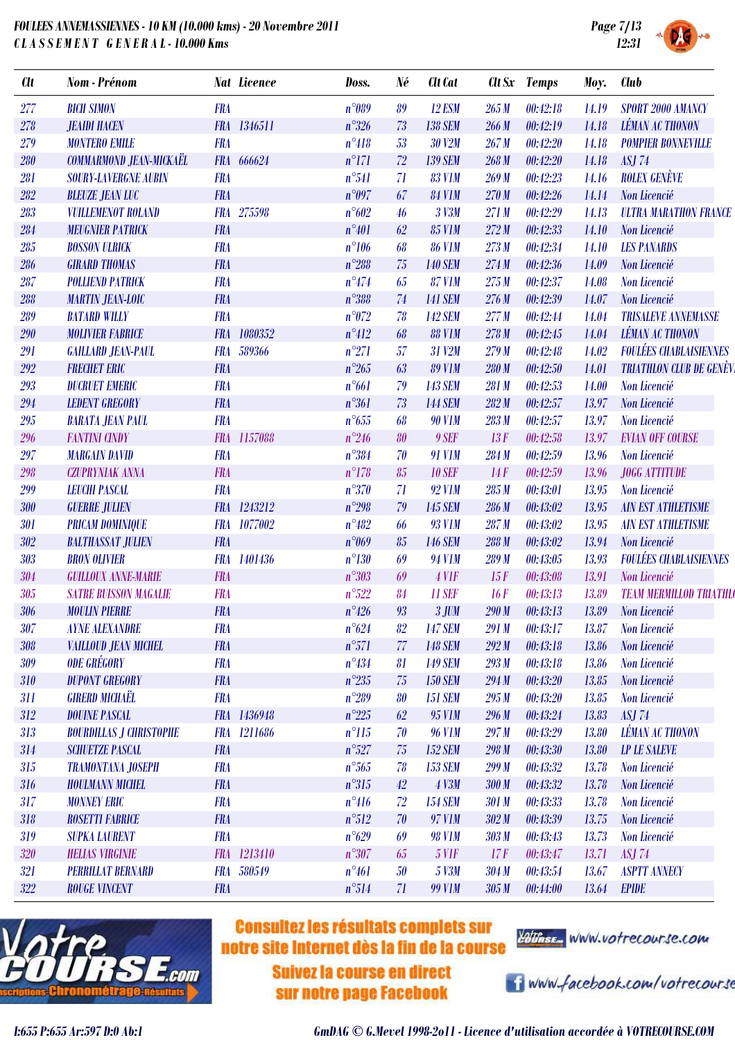FOULEES ANNEMASSIENNES - 10 KM (10.000 kms) - 20 Novembre 2011
CLASSEMENT GENERAL - 10.000 Kms

| Clt | Nom - Prénom | Nat | Licence | Doss. | Né | Clt Cat | Clt Sx | Temps | Moy. | Club |
|---|---|---|---|---|---|---|---|---|---|---|
| 277 | BICH SIMON | FRA | | n°089 | 89 | 12 ESM | 265 M | 00:42:18 | 14.19 | SPORT 2000 AMANCY |
| 278 | JEAIDI HACEN | FRA | 1346511 | n°326 | 73 | 138 SEM | 266 M | 00:42:19 | 14.18 | LÉMAN AC THONON |
| 279 | MONTERO EMILE | FRA | | n°418 | 53 | 30 V2M | 267 M | 00:42:20 | 14.18 | POMPIER BONNEVILLE |
| 280 | COMMARMOND JEAN-MICKAËL | FRA | 666624 | n°171 | 72 | 139 SEM | 268 M | 00:42:20 | 14.18 | ASJ 74 |
| 281 | SOURY-LAVERGNE AUBIN | FRA | | n°541 | 71 | 83 V1M | 269 M | 00:42:23 | 14.16 | ROLEX GENÈVE |
| 282 | BLEUZE JEAN LUC | FRA | | n°097 | 67 | 84 V1M | 270 M | 00:42:26 | 14.14 | Non Licencié |
| 283 | VUILLEMENOT ROLAND | FRA | 275598 | n°602 | 46 | 3 V3M | 271 M | 00:42:29 | 14.13 | ULTRA MARATHON FRANCE |
| 284 | MEUGNIER PATRICK | FRA | | n°401 | 62 | 85 V1M | 272 M | 00:42:33 | 14.10 | Non Licencié |
| 285 | BOSSON ULRICK | FRA | | n°106 | 68 | 86 V1M | 273 M | 00:42:34 | 14.10 | LES PANARDS |
| 286 | GIRARD THOMAS | FRA | | n°288 | 75 | 140 SEM | 274 M | 00:42:36 | 14.09 | Non Licencié |
| 287 | POLLIEND PATRICK | FRA | | n°474 | 65 | 87 V1M | 275 M | 00:42:37 | 14.08 | Non Licencié |
| 288 | MARTIN JEAN-LOIC | FRA | | n°388 | 74 | 141 SEM | 276 M | 00:42:39 | 14.07 | Non Licencié |
| 289 | BATARD WILLY | FRA | | n°072 | 78 | 142 SEM | 277 M | 00:42:44 | 14.04 | TRISALEVE ANNEMASSE |
| 290 | MOLIVIER FABRICE | FRA | 1080352 | n°412 | 68 | 88 V1M | 278 M | 00:42:45 | 14.04 | LÉMAN AC THONON |
| 291 | GAILLARD JEAN-PAUL | FRA | 589366 | n°271 | 57 | 31 V2M | 279 M | 00:42:48 | 14.02 | FOULÉES CHABLAISIENNES |
| 292 | FRECHET ERIC | FRA | | n°265 | 63 | 89 V1M | 280 M | 00:42:50 | 14.01 | TRIATHLON CLUB DE GENÈV |
| 293 | DUCRUET EMERIC | FRA | | n°661 | 79 | 143 SEM | 281 M | 00:42:53 | 14.00 | Non Licencié |
| 294 | LEDENT GREGORY | FRA | | n°361 | 73 | 144 SEM | 282 M | 00:42:57 | 13.97 | Non Licencié |
| 295 | BARATA JEAN PAUL | FRA | | n°655 | 68 | 90 V1M | 283 M | 00:42:57 | 13.97 | Non Licencié |
| 296 | FANTINI CINDY | FRA | 1157088 | n°246 | 80 | 9 SEF | 13 F | 00:42:58 | 13.97 | EVIAN OFF COURSE |
| 297 | MARGAIN DAVID | FRA | | n°384 | 70 | 91 V1M | 284 M | 00:42:59 | 13.96 | Non Licencié |
| 298 | CZUPRYNIAK ANNA | FRA | | n°178 | 85 | 10 SEF | 14 F | 00:42:59 | 13.96 | JOGG ATTITUDE |
| 299 | LEUCHI PASCAL | FRA | | n°370 | 71 | 92 V1M | 285 M | 00:43:01 | 13.95 | Non Licencié |
| 300 | GUERRE JULIEN | FRA | 1243212 | n°298 | 79 | 145 SEM | 286 M | 00:43:02 | 13.95 | AIN EST ATHLETISME |
| 301 | PRICAM DOMINIQUE | FRA | 1077002 | n°482 | 66 | 93 V1M | 287 M | 00:43:02 | 13.95 | AIN EST ATHLETISME |
| 302 | BALTHASSAT JULIEN | FRA | | n°069 | 85 | 146 SEM | 288 M | 00:43:02 | 13.94 | Non Licencié |
| 303 | BRON OLIVIER | FRA | 1401436 | n°130 | 69 | 94 V1M | 289 M | 00:43:05 | 13.93 | FOULÉES CHABLAISIENNES |
| 304 | GUILLOUX ANNE-MARIE | FRA | | n°303 | 69 | 4 V1F | 15 F | 00:43:08 | 13.91 | Non Licencié |
| 305 | SATRE BUISSON MAGALIE | FRA | | n°522 | 84 | 11 SEF | 16 F | 00:43:13 | 13.89 | TEAM MERMILLOD TRIATHL |
| 306 | MOULIN PIERRE | FRA | | n°426 | 93 | 3 JUM | 290 M | 00:43:13 | 13.89 | Non Licencié |
| 307 | AYNE ALEXANDRE | FRA | | n°624 | 82 | 147 SEM | 291 M | 00:43:17 | 13.87 | Non Licencié |
| 308 | VAILLOUD JEAN MICHEL | FRA | | n°571 | 77 | 148 SEM | 292 M | 00:43:18 | 13.86 | Non Licencié |
| 309 | ODE GRÉGORY | FRA | | n°434 | 81 | 149 SEM | 293 M | 00:43:18 | 13.86 | Non Licencié |
| 310 | DUPONT GREGORY | FRA | | n°235 | 75 | 150 SEM | 294 M | 00:43:20 | 13.85 | Non Licencié |
| 311 | GIRERD MICHAËL | FRA | | n°289 | 80 | 151 SEM | 295 M | 00:43:20 | 13.85 | Non Licencié |
| 312 | DOUINE PASCAL | FRA | 1436948 | n°225 | 62 | 95 V1M | 296 M | 00:43:24 | 13.83 | ASJ 74 |
| 313 | BOURDILLAS J CHRISTOPHE | FRA | 1211686 | n°115 | 70 | 96 V1M | 297 M | 00:43:29 | 13.80 | LÉMAN AC THONON |
| 314 | SCHUETZE PASCAL | FRA | | n°527 | 75 | 152 SEM | 298 M | 00:43:30 | 13.80 | LP LE SALEVE |
| 315 | TRAMONTANA JOSEPH | FRA | | n°565 | 78 | 153 SEM | 299 M | 00:43:32 | 13.78 | Non Licencié |
| 316 | HOULMANN MICHEL | FRA | | n°315 | 42 | 4 V3M | 300 M | 00:43:32 | 13.78 | Non Licencié |
| 317 | MONNEY ERIC | FRA | | n°416 | 72 | 154 SEM | 301 M | 00:43:33 | 13.78 | Non Licencié |
| 318 | ROSETTI FABRICE | FRA | | n°512 | 70 | 97 V1M | 302 M | 00:43:39 | 13.75 | Non Licencié |
| 319 | SUPKA LAURENT | FRA | | n°629 | 69 | 98 V1M | 303 M | 00:43:43 | 13.73 | Non Licencié |
| 320 | HELIAS VIRGINIE | FRA | 1213410 | n°307 | 65 | 5 V1F | 17 F | 00:43:47 | 13.71 | ASJ 74 |
| 321 | PERRILLAT BERNARD | FRA | 580549 | n°461 | 50 | 5 V3M | 304 M | 00:43:54 | 13.67 | ASPTT ANNECY |
| 322 | ROUGE VINCENT | FRA | | n°514 | 71 | 99 V1M | 305 M | 00:44:00 | 13.64 | EPIDE |

Consultez les résultats complets sur notre site Internet dès la fin de la course
Suivez la course en direct sur notre page Facebook

www.votrecourse.com
www.facebook.com/votrecourse

I:655 P:655 Ar:597 D:0 Ab:1

GmDAG © G.Mevel 1998-2011 - Licence d'utilisation accordée à VOTRECOURSE.COM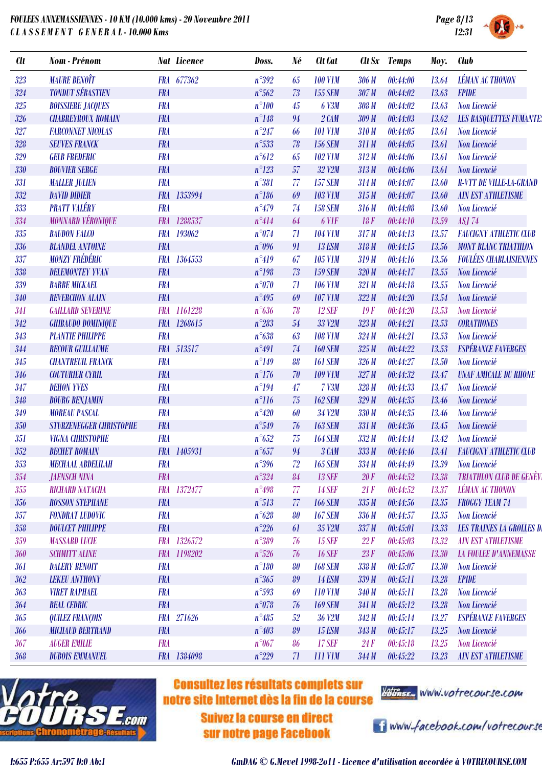# FOULEES ANNEMASSIENNES - 10 KM (10.000 kms) - 20 Novembre 2011

## CLASSEMENT GENERAL - 10.000 Kms

| Clt | Nom - Prénom | Nat | Licence | Doss. | Né | Clt Cat | Clt Sx | Temps | Moy. | Club |
|---|---|---|---|---|---|---|---|---|---|---|
| 323 | MAURE BENOÎT | FRA | 677362 | n°392 | 65 | 100 V1M | 306 M | 00:44:00 | 13.64 | LÉMAN AC THONON |
| 324 | TONDUT SÉBASTIEN | FRA | | n°562 | 73 | 155 SEM | 307 M | 00:44:02 | 13.63 | EPIDE |
| 325 | BOISSIERE JACQUES | FRA | | n°100 | 45 | 6 V3M | 308 M | 00:44:02 | 13.63 | Non Licencié |
| 326 | CHABREYROUX ROMAIN | FRA | | n°148 | 94 | 2 CAM | 309 M | 00:44:03 | 13.62 | LES BASQUETTES FUMANTES |
| 327 | FARCONNET NICOLAS | FRA | | n°247 | 66 | 101 V1M | 310 M | 00:44:05 | 13.61 | Non Licencié |
| 328 | SEUVES FRANCK | FRA | | n°533 | 78 | 156 SEM | 311 M | 00:44:05 | 13.61 | Non Licencié |
| 329 | GELB FREDERIC | FRA | | n°612 | 65 | 102 V1M | 312 M | 00:44:06 | 13.61 | Non Licencié |
| 330 | BOUVIER SERGE | FRA | | n°123 | 57 | 32 V2M | 313 M | 00:44:06 | 13.61 | Non Licencié |
| 331 | MALLER JULIEN | FRA | | n°381 | 77 | 157 SEM | 314 M | 00:44:07 | 13.60 | R-VTT DE VILLE-LA-GRAND |
| 332 | DAVID DIDIER | FRA | 1353994 | n°186 | 69 | 103 V1M | 315 M | 00:44:07 | 13.60 | AIN EST ATHLETISME |
| 333 | PRATT VALÉRY | FRA | | n°479 | 74 | 158 SEM | 316 M | 00:44:08 | 13.60 | Non Licencié |
| 334 | MONNARD VÉRONIQUE | FRA | 1288537 | n°414 | 64 | 6 V1F | 18 F | 00:44:10 | 13.59 | ASJ 74 |
| 335 | BAUDON FALCO | FRA | 193062 | n°074 | 71 | 104 V1M | 317 M | 00:44:13 | 13.57 | FAUCIGNY ATHLETIC CLUB |
| 336 | BLANDEL ANTOINE | FRA | | n°096 | 91 | 13 ESM | 318 M | 00:44:15 | 13.56 | MONT BLANC TRIATHLON |
| 337 | MONZY FRÉDÉRIC | FRA | 1364553 | n°419 | 67 | 105 V1M | 319 M | 00:44:16 | 13.56 | FOULÉES CHABLAISIENNES |
| 338 | DELEMONTEY YVAN | FRA | | n°198 | 73 | 159 SEM | 320 M | 00:44:17 | 13.55 | Non Licencié |
| 339 | BARBE MICKAEL | FRA | | n°070 | 71 | 106 V1M | 321 M | 00:44:18 | 13.55 | Non Licencié |
| 340 | REVERCHON ALAIN | FRA | | n°495 | 69 | 107 V1M | 322 M | 00:44:20 | 13.54 | Non Licencié |
| 341 | GAILLARD SEVERINE | FRA | 1161228 | n°636 | 78 | 12 SEF | 19 F | 00:44:20 | 13.53 | Non Licencié |
| 342 | GHIBAUDO DOMINIQUE | FRA | 1268615 | n°283 | 54 | 33 V2M | 323 M | 00:44:21 | 13.53 | CORATHONES |
| 343 | PLANTIE PHILIPPE | FRA | | n°638 | 63 | 108 V1M | 324 M | 00:44:21 | 13.53 | Non Licencié |
| 344 | RECOUR GUILLAUME | FRA | 513517 | n°491 | 74 | 160 SEM | 325 M | 00:44:22 | 13.53 | ESPÉRANCE FAVERGES |
| 345 | CHANTREUIL FRANCK | FRA | | n°149 | 88 | 161 SEM | 326 M | 00:44:27 | 13.50 | Non Licencié |
| 346 | COUTURIER CYRIL | FRA | | n°176 | 70 | 109 V1M | 327 M | 00:44:32 | 13.47 | UNAF AMICALE DU RHONE |
| 347 | DEHON YVES | FRA | | n°194 | 47 | 7 V3M | 328 M | 00:44:33 | 13.47 | Non Licencié |
| 348 | BOURG BENJAMIN | FRA | | n°116 | 75 | 162 SEM | 329 M | 00:44:35 | 13.46 | Non Licencié |
| 349 | MOREAU PASCAL | FRA | | n°420 | 60 | 34 V2M | 330 M | 00:44:35 | 13.46 | Non Licencié |
| 350 | STURZENEGGER CHRISTOPHE | FRA | | n°549 | 76 | 163 SEM | 331 M | 00:44:36 | 13.45 | Non Licencié |
| 351 | VIGNA CHRISTOPHE | FRA | | n°652 | 75 | 164 SEM | 332 M | 00:44:44 | 13.42 | Non Licencié |
| 352 | BECHET ROMAIN | FRA | 1405931 | n°657 | 94 | 3 CAM | 333 M | 00:44:46 | 13.41 | FAUCIGNY ATHLETIC CLUB |
| 353 | MECHAAL ABDELILAH | FRA | | n°396 | 72 | 165 SEM | 334 M | 00:44:49 | 13.39 | Non Licencié |
| 354 | JAENSCH NINA | FRA | | n°324 | 84 | 13 SEF | 20 F | 00:44:52 | 13.38 | TRIATHLON CLUB DE GENÈVE |
| 355 | RICHARD NATACHA | FRA | 1372477 | n°498 | 77 | 14 SEF | 21 F | 00:44:52 | 13.37 | LÉMAN AC THONON |
| 356 | ROSSON STEPHANE | FRA | | n°513 | 77 | 166 SEM | 335 M | 00:44:56 | 13.35 | FROGGY TEAM 74 |
| 357 | FONDRAT LUDOVIC | FRA | | n°628 | 80 | 167 SEM | 336 M | 00:44:57 | 13.35 | Non Licencié |
| 358 | DOULCET PHILIPPE | FRA | | n°226 | 61 | 35 V2M | 337 M | 00:45:01 | 13.33 | LES TRAINES LA GROLLES DI |
| 359 | MASSARD LUCIE | FRA | 1326572 | n°389 | 76 | 15 SEF | 22 F | 00:45:03 | 13.32 | AIN EST ATHLETISME |
| 360 | SCHMITT ALINE | FRA | 1198202 | n°526 | 76 | 16 SEF | 23 F | 00:45:06 | 13.30 | LA FOULEE D'ANNEMASSE |
| 361 | DALERY BENOIT | FRA | | n°180 | 80 | 168 SEM | 338 M | 00:45:07 | 13.30 | Non Licencié |
| 362 | LEKEU ANTHONY | FRA | | n°365 | 89 | 14 ESM | 339 M | 00:45:11 | 13.28 | EPIDE |
| 363 | VIRET RAPHAEL | FRA | | n°593 | 69 | 110 V1M | 340 M | 00:45:11 | 13.28 | Non Licencié |
| 364 | BEAL CEDRIC | FRA | | n°078 | 76 | 169 SEM | 341 M | 00:45:12 | 13.28 | Non Licencié |
| 365 | QUILEZ FRANÇOIS | FRA | 271626 | n°485 | 52 | 36 V2M | 342 M | 00:45:14 | 13.27 | ESPÉRANCE FAVERGES |
| 366 | MICHAUD BERTRAND | FRA | | n°403 | 89 | 15 ESM | 343 M | 00:45:17 | 13.25 | Non Licencié |
| 367 | AUGER EMILIE | FRA | | n°067 | 86 | 17 SEF | 24 F | 00:45:18 | 13.25 | Non Licencié |
| 368 | DUBOIS EMMANUEL | FRA | 1384098 | n°229 | 71 | 111 V1M | 344 M | 00:45:22 | 13.23 | AIN EST ATHLETISME |

Consultez les résultats complets sur notre site Internet dès la fin de la course — www.votrecourse.com

Suivez la course en direct sur notre page Facebook — www.facebook.com/votrecourse

I:655 P:655 Ar:597 D:0 Ab:1

GmDAG © G.Mevel 1998-2011 - Licence d'utilisation accordée à VOTRECOURSE.COM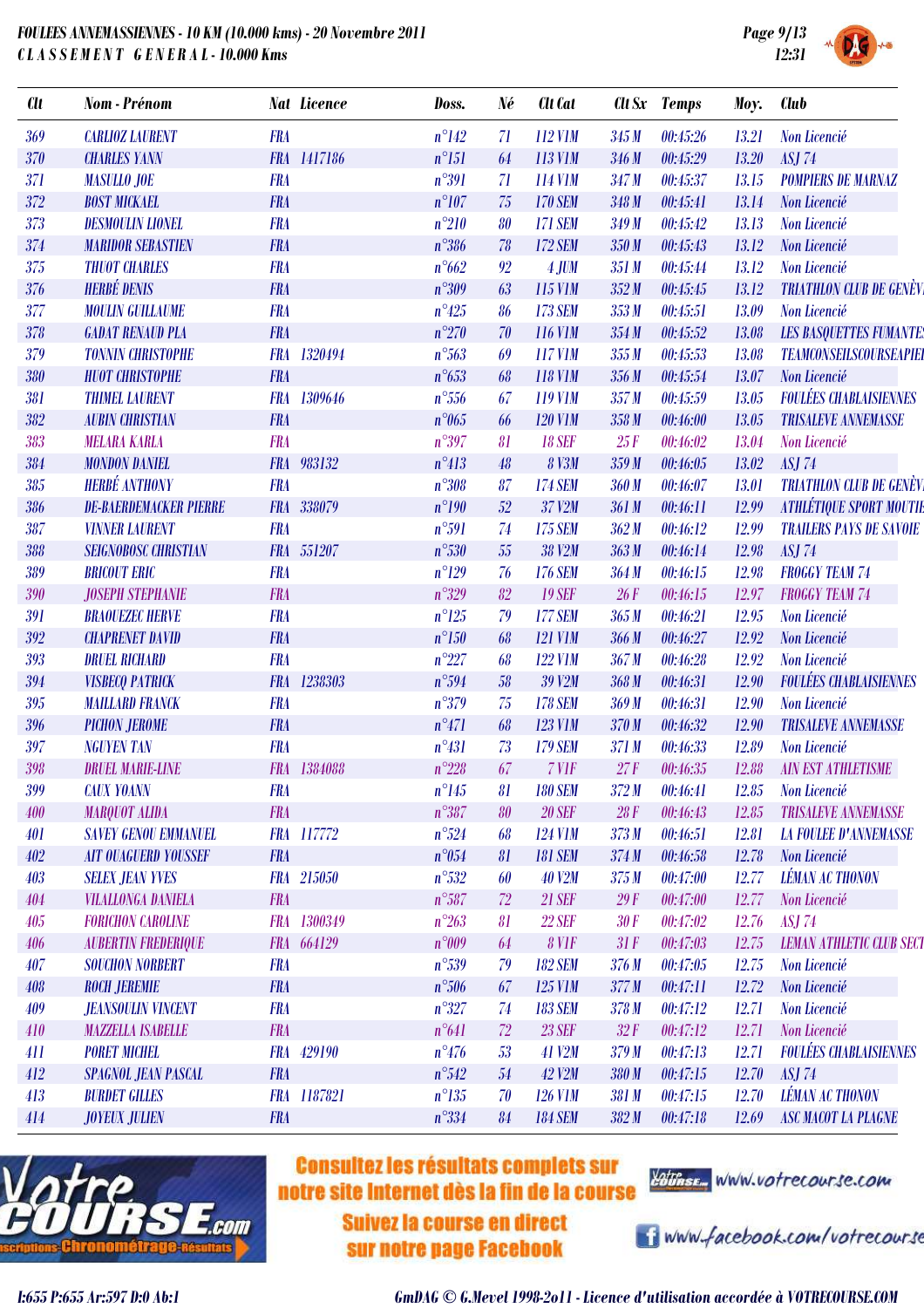**FOULEES ANNEMASSIENNES - 10 KM (10.000 kms) - 20 Novembre 2011**
**CLASSEMENT GENERAL - 10.000 Kms**

| Clt | Nom - Prénom | Nat | Licence | Doss. | Né | Clt Cat | Clt Sx | Temps | Moy. | Club |
|---|---|---|---|---|---|---|---|---|---|---|
| 369 | CARLIOZ LAURENT | FRA | | n°142 | 71 | 112 V1M | 345 M | 00:45:26 | 13.21 | Non Licencié |
| 370 | CHARLES YANN | FRA | 1417186 | n°151 | 64 | 113 V1M | 346 M | 00:45:29 | 13.20 | ASJ 74 |
| 371 | MASULLO JOE | FRA | | n°391 | 71 | 114 V1M | 347 M | 00:45:37 | 13.15 | POMPIERS DE MARNAZ |
| 372 | BOST MICKAEL | FRA | | n°107 | 75 | 170 SEM | 348 M | 00:45:41 | 13.14 | Non Licencié |
| 373 | DESMOULIN LIONEL | FRA | | n°210 | 80 | 171 SEM | 349 M | 00:45:42 | 13.13 | Non Licencié |
| 374 | MARIDOR SEBASTIEN | FRA | | n°386 | 78 | 172 SEM | 350 M | 00:45:43 | 13.12 | Non Licencié |
| 375 | THUOT CHARLES | FRA | | n°662 | 92 | 4 JUM | 351 M | 00:45:44 | 13.12 | Non Licencié |
| 376 | HERBÉ DENIS | FRA | | n°309 | 63 | 115 V1M | 352 M | 00:45:45 | 13.12 | TRIATHLON CLUB DE GENÈV |
| 377 | MOULIN GUILLAUME | FRA | | n°425 | 86 | 173 SEM | 353 M | 00:45:51 | 13.09 | Non Licencié |
| 378 | GADAT RENAUD PLA | FRA | | n°270 | 70 | 116 V1M | 354 M | 00:45:52 | 13.08 | LES BASQUETTES FUMANTE |
| 379 | TONNIN CHRISTOPHE | FRA | 1320494 | n°563 | 69 | 117 V1M | 355 M | 00:45:53 | 13.08 | TEAMCONSEILSCOURSEAPIE |
| 380 | HUOT CHRISTOPHE | FRA | | n°653 | 68 | 118 V1M | 356 M | 00:45:54 | 13.07 | Non Licencié |
| 381 | THIMEL LAURENT | FRA | 1309646 | n°556 | 67 | 119 V1M | 357 M | 00:45:59 | 13.05 | FOULÉES CHABLAISIENNES |
| 382 | AUBIN CHRISTIAN | FRA | | n°065 | 66 | 120 V1M | 358 M | 00:46:00 | 13.05 | TRISALEVE ANNEMASSE |
| 383 | MELARA KARLA | FRA | | n°397 | 81 | 18 SEF | 25 F | 00:46:02 | 13.04 | Non Licencié |
| 384 | MONDON DANIEL | FRA | 983132 | n°413 | 48 | 8 V3M | 359 M | 00:46:05 | 13.02 | ASJ 74 |
| 385 | HERBÉ ANTHONY | FRA | | n°308 | 87 | 174 SEM | 360 M | 00:46:07 | 13.01 | TRIATHLON CLUB DE GENÈV |
| 386 | DE-BAERDEMACKER PIERRE | FRA | 338079 | n°190 | 52 | 37 V2M | 361 M | 00:46:11 | 12.99 | ATHLÉTIQUE SPORT MOUTIE |
| 387 | VINNER LAURENT | FRA | | n°591 | 74 | 175 SEM | 362 M | 00:46:12 | 12.99 | TRAILERS PAYS DE SAVOIE |
| 388 | SEIGNOBOSC CHRISTIAN | FRA | 551207 | n°530 | 55 | 38 V2M | 363 M | 00:46:14 | 12.98 | ASJ 74 |
| 389 | BRICOUT ERIC | FRA | | n°129 | 76 | 176 SEM | 364 M | 00:46:15 | 12.98 | FROGGY TEAM 74 |
| 390 | JOSEPH STEPHANIE | FRA | | n°329 | 82 | 19 SEF | 26 F | 00:46:15 | 12.97 | FROGGY TEAM 74 |
| 391 | BRAOUEZEC HERVE | FRA | | n°125 | 79 | 177 SEM | 365 M | 00:46:21 | 12.95 | Non Licencié |
| 392 | CHAPRENET DAVID | FRA | | n°150 | 68 | 121 V1M | 366 M | 00:46:27 | 12.92 | Non Licencié |
| 393 | DRUEL RICHARD | FRA | | n°227 | 68 | 122 V1M | 367 M | 00:46:28 | 12.92 | Non Licencié |
| 394 | VISBECQ PATRICK | FRA | 1238303 | n°594 | 58 | 39 V2M | 368 M | 00:46:31 | 12.90 | FOULÉES CHABLAISIENNES |
| 395 | MAILLARD FRANCK | FRA | | n°379 | 75 | 178 SEM | 369 M | 00:46:31 | 12.90 | Non Licencié |
| 396 | PICHON JEROME | FRA | | n°471 | 68 | 123 V1M | 370 M | 00:46:32 | 12.90 | TRISALEVE ANNEMASSE |
| 397 | NGUYEN TAN | FRA | | n°431 | 73 | 179 SEM | 371 M | 00:46:33 | 12.89 | Non Licencié |
| 398 | DRUEL MARIE-LINE | FRA | 1384088 | n°228 | 67 | 7 V1F | 27 F | 00:46:35 | 12.88 | AIN EST ATHLETISME |
| 399 | CAUX YOANN | FRA | | n°145 | 81 | 180 SEM | 372 M | 00:46:41 | 12.85 | Non Licencié |
| 400 | MARQUOT ALIDA | FRA | | n°387 | 80 | 20 SEF | 28 F | 00:46:43 | 12.85 | TRISALEVE ANNEMASSE |
| 401 | SAVEY GENOU EMMANUEL | FRA | 117772 | n°524 | 69 | 124 V1M | 373 M | 00:46:51 | 12.81 | LA FOULEE D'ANNEMASSE |
| 402 | AIT OUAGUERD YOUSSEF | FRA | | n°054 | 81 | 181 SEM | 374 M | 00:46:58 | 12.78 | Non Licencié |
| 403 | SELEX JEAN YVES | FRA | 215050 | n°532 | 60 | 40 V2M | 375 M | 00:47:00 | 12.77 | LÉMAN AC THONON |
| 404 | VILALLONGA DANIELA | FRA | | n°587 | 72 | 21 SEF | 29 F | 00:47:00 | 12.77 | Non Licencié |
| 405 | FORICHON CAROLINE | FRA | 1300349 | n°263 | 81 | 22 SEF | 30 F | 00:47:02 | 12.76 | ASJ 74 |
| 406 | AUBERTIN FREDERIQUE | FRA | 664129 | n°009 | 64 | 8 V1F | 31 F | 00:47:03 | 12.75 | LEMAN ATHLETIC CLUB SECT |
| 407 | SOUCHON NORBERT | FRA | | n°539 | 79 | 182 SEM | 376 M | 00:47:05 | 12.75 | Non Licencié |
| 408 | ROCH JEREMIE | FRA | | n°506 | 67 | 125 V1M | 377 M | 00:47:11 | 12.72 | Non Licencié |
| 409 | JEANSOULIN VINCENT | FRA | | n°327 | 74 | 183 SEM | 378 M | 00:47:12 | 12.71 | Non Licencié |
| 410 | MAZZELLA ISABELLE | FRA | | n°641 | 72 | 23 SEF | 32 F | 00:47:12 | 12.71 | Non Licencié |
| 411 | PORET MICHEL | FRA | 429190 | n°476 | 53 | 41 V2M | 379 M | 00:47:13 | 12.71 | FOULÉES CHABLAISIENNES |
| 412 | SPAGNOL JEAN PASCAL | FRA | | n°542 | 54 | 42 V2M | 380 M | 00:47:15 | 12.70 | ASJ 74 |
| 413 | BURDET GILLES | FRA | 1187821 | n°135 | 70 | 126 V1M | 381 M | 00:47:15 | 12.70 | LÉMAN AC THONON |
| 414 | JOYEUX JULIEN | FRA | | n°334 | 84 | 184 SEM | 382 M | 00:47:18 | 12.69 | ASC MACOT LA PLAGNE |

Consultez les résultats complets sur notre site Internet dès la fin de la course
Suivez la course en direct sur notre page Facebook

www.votrecourse.com
www.facebook.com/votrecourse

I:655 P:655 Ar:597 D:0 Ab:1

GmDAG © G.Mevel 1998-2o11 - Licence d'utilisation accordée à VOTRECOURSE.COM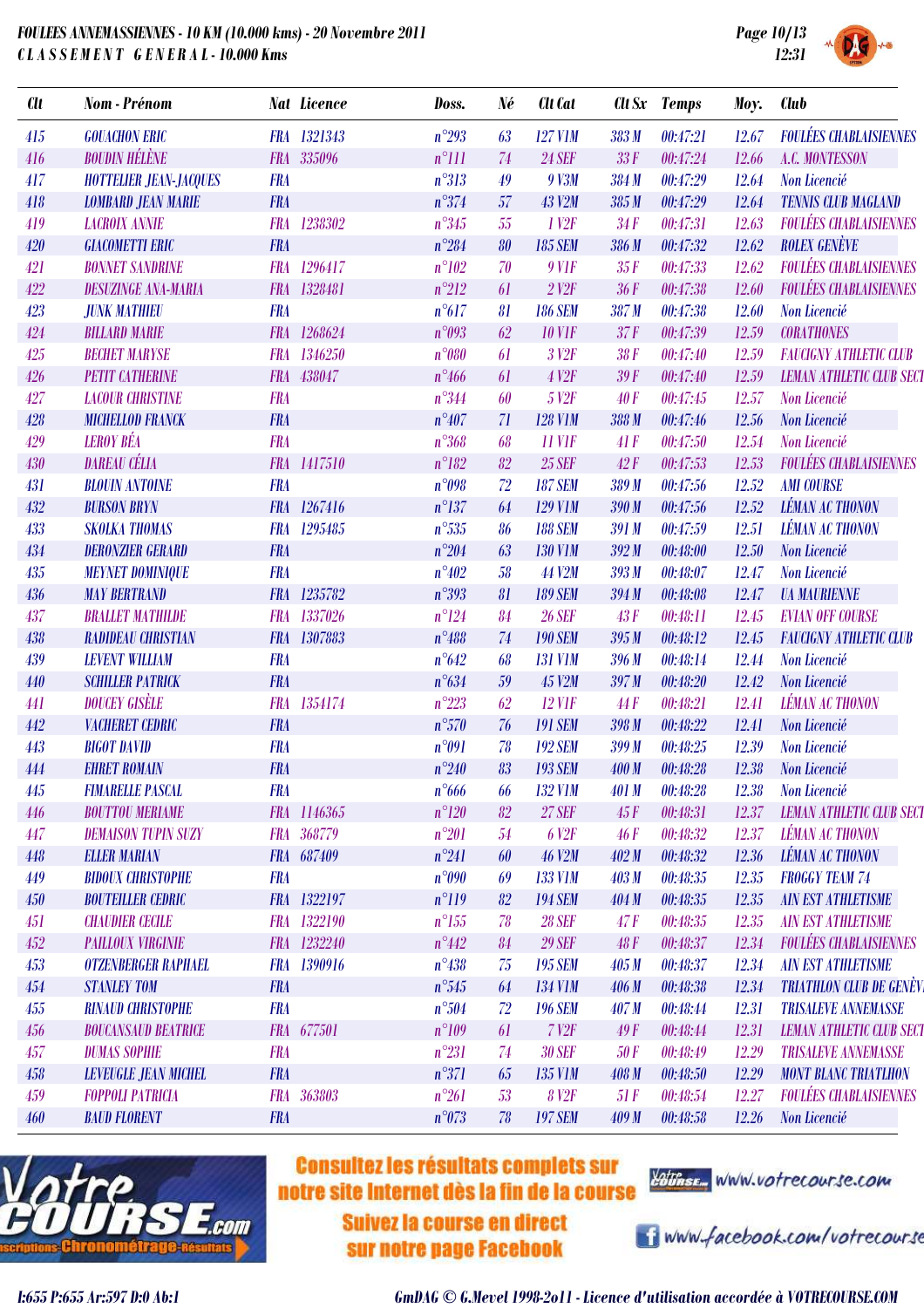FOULEES ANNEMASSIENNES - 10 KM (10.000 kms) - 20 Novembre 2011
CLASSEMENT GENERAL - 10.000 Kms

| Clt | Nom - Prénom | Nat | Licence | Doss. | Né | Clt Cat | Clt Sx | Temps | Moy. | Club |
|---|---|---|---|---|---|---|---|---|---|---|
| 415 | GOUACHON ERIC | FRA | 1321343 | n°293 | 63 | 127 V1M | 383 M | 00:47:21 | 12.67 | FOULÉES CHABLAISIENNES |
| 416 | BOUDIN HÉLÈNE | FRA | 335096 | n°111 | 74 | 24 SEF | 33 F | 00:47:24 | 12.66 | A.C. MONTESSON |
| 417 | HOTTELIER JEAN-JACQUES | FRA | | n°313 | 49 | 9 V3M | 384 M | 00:47:29 | 12.64 | Non Licencié |
| 418 | LOMBARD JEAN MARIE | FRA | | n°374 | 57 | 43 V2M | 385 M | 00:47:29 | 12.64 | TENNIS CLUB MAGLAND |
| 419 | LACROIX ANNIE | FRA | 1238302 | n°345 | 55 | 1 V2F | 34 F | 00:47:31 | 12.63 | FOULÉES CHABLAISIENNES |
| 420 | GIACOMETTI ERIC | FRA | | n°284 | 80 | 185 SEM | 386 M | 00:47:32 | 12.62 | ROLEX GENÈVE |
| 421 | BONNET SANDRINE | FRA | 1296417 | n°102 | 70 | 9 V1F | 35 F | 00:47:33 | 12.62 | FOULÉES CHABLAISIENNES |
| 422 | DESUZINGE ANA-MARIA | FRA | 1328481 | n°212 | 61 | 2 V2F | 36 F | 00:47:38 | 12.60 | FOULÉES CHABLAISIENNES |
| 423 | JUNK MATHIEU | FRA | | n°617 | 81 | 186 SEM | 387 M | 00:47:38 | 12.60 | Non Licencié |
| 424 | BILLARD MARIE | FRA | 1268624 | n°093 | 62 | 10 V1F | 37 F | 00:47:39 | 12.59 | CORATHONES |
| 425 | BECHET MARYSE | FRA | 1346250 | n°080 | 61 | 3 V2F | 38 F | 00:47:40 | 12.59 | FAUCIGNY ATHLETIC CLUB |
| 426 | PETIT CATHERINE | FRA | 438047 | n°466 | 61 | 4 V2F | 39 F | 00:47:40 | 12.59 | LEMAN ATHLETIC CLUB SECT |
| 427 | LACOUR CHRISTINE | FRA | | n°344 | 60 | 5 V2F | 40 F | 00:47:45 | 12.57 | Non Licencié |
| 428 | MICHELLOD FRANCK | FRA | | n°407 | 71 | 128 V1M | 388 M | 00:47:46 | 12.56 | Non Licencié |
| 429 | LEROY BÉA | FRA | | n°368 | 68 | 11 V1F | 41 F | 00:47:50 | 12.54 | Non Licencié |
| 430 | DAREAU CÉLIA | FRA | 1417510 | n°182 | 82 | 25 SEF | 42 F | 00:47:53 | 12.53 | FOULÉES CHABLAISIENNES |
| 431 | BLOUIN ANTOINE | FRA | | n°098 | 72 | 187 SEM | 389 M | 00:47:56 | 12.52 | AMI COURSE |
| 432 | BURSON BRYN | FRA | 1267416 | n°137 | 64 | 129 V1M | 390 M | 00:47:56 | 12.52 | LÉMAN AC THONON |
| 433 | SKOLKA THOMAS | FRA | 1295485 | n°535 | 86 | 188 SEM | 391 M | 00:47:59 | 12.51 | LÉMAN AC THONON |
| 434 | DERONZIER GERARD | FRA | | n°204 | 63 | 130 V1M | 392 M | 00:48:00 | 12.50 | Non Licencié |
| 435 | MEYNET DOMINIQUE | FRA | | n°402 | 58 | 44 V2M | 393 M | 00:48:07 | 12.47 | Non Licencié |
| 436 | MAY BERTRAND | FRA | 1235782 | n°393 | 81 | 189 SEM | 394 M | 00:48:08 | 12.47 | UA MAURIENNE |
| 437 | BRALLET MATHILDE | FRA | 1337026 | n°124 | 84 | 26 SEF | 43 F | 00:48:11 | 12.45 | EVIAN OFF COURSE |
| 438 | RADIDEAU CHRISTIAN | FRA | 1307883 | n°488 | 74 | 190 SEM | 395 M | 00:48:12 | 12.45 | FAUCIGNY ATHLETIC CLUB |
| 439 | LEVENT WILLIAM | FRA | | n°642 | 68 | 131 V1M | 396 M | 00:48:14 | 12.44 | Non Licencié |
| 440 | SCHILLER PATRICK | FRA | | n°634 | 59 | 45 V2M | 397 M | 00:48:20 | 12.42 | Non Licencié |
| 441 | DOUCEY GISÈLE | FRA | 1354174 | n°223 | 62 | 12 V1F | 44 F | 00:48:21 | 12.41 | LÉMAN AC THONON |
| 442 | VACHERET CEDRIC | FRA | | n°570 | 76 | 191 SEM | 398 M | 00:48:22 | 12.41 | Non Licencié |
| 443 | BIGOT DAVID | FRA | | n°091 | 78 | 192 SEM | 399 M | 00:48:25 | 12.39 | Non Licencié |
| 444 | EHRET ROMAIN | FRA | | n°240 | 83 | 193 SEM | 400 M | 00:48:28 | 12.38 | Non Licencié |
| 445 | FIMARELLE PASCAL | FRA | | n°666 | 66 | 132 V1M | 401 M | 00:48:28 | 12.38 | Non Licencié |
| 446 | BOUTTOU MERIAME | FRA | 1146365 | n°120 | 82 | 27 SEF | 45 F | 00:48:31 | 12.37 | LEMAN ATHLETIC CLUB SECT |
| 447 | DEMAISON TUPIN SUZY | FRA | 368779 | n°201 | 54 | 6 V2F | 46 F | 00:48:32 | 12.37 | LÉMAN AC THONON |
| 448 | ELLER MARIAN | FRA | 687409 | n°241 | 60 | 46 V2M | 402 M | 00:48:32 | 12.36 | LÉMAN AC THONON |
| 449 | BIDOUX CHRISTOPHE | FRA | | n°090 | 69 | 133 V1M | 403 M | 00:48:35 | 12.35 | FROGGY TEAM 74 |
| 450 | BOUTEILLER CEDRIC | FRA | 1322197 | n°119 | 82 | 194 SEM | 404 M | 00:48:35 | 12.35 | AIN EST ATHLETISME |
| 451 | CHAUDIER CECILE | FRA | 1322190 | n°155 | 78 | 28 SEF | 47 F | 00:48:35 | 12.35 | AIN EST ATHLETISME |
| 452 | PAILLOUX VIRGINIE | FRA | 1232240 | n°442 | 84 | 29 SEF | 48 F | 00:48:37 | 12.34 | FOULÉES CHABLAISIENNES |
| 453 | OTZENBERGER RAPHAEL | FRA | 1390916 | n°438 | 75 | 195 SEM | 405 M | 00:48:37 | 12.34 | AIN EST ATHLETISME |
| 454 | STANLEY TOM | FRA | | n°545 | 64 | 134 V1M | 406 M | 00:48:38 | 12.34 | TRIATHLON CLUB DE GENÈVE |
| 455 | RINAUD CHRISTOPHE | FRA | | n°504 | 72 | 196 SEM | 407 M | 00:48:44 | 12.31 | TRISALEVE ANNEMASSE |
| 456 | BOUCANSAUD BEATRICE | FRA | 677501 | n°109 | 61 | 7 V2F | 49 F | 00:48:44 | 12.31 | LEMAN ATHLETIC CLUB SECT |
| 457 | DUMAS SOPHIE | FRA | | n°231 | 74 | 30 SEF | 50 F | 00:48:49 | 12.29 | TRISALEVE ANNEMASSE |
| 458 | LEVEUGLE JEAN MICHEL | FRA | | n°371 | 65 | 135 V1M | 408 M | 00:48:50 | 12.29 | MONT BLANC TRIATHLON |
| 459 | FOPPOLI PATRICIA | FRA | 363803 | n°261 | 53 | 8 V2F | 51 F | 00:48:54 | 12.27 | FOULÉES CHABLAISIENNES |
| 460 | BAUD FLORENT | FRA | | n°073 | 78 | 197 SEM | 409 M | 00:48:58 | 12.26 | Non Licencié |

Consultez les résultats complets sur notre site Internet dès la fin de la course www.votrecourse.com

Suivez la course en direct sur notre page Facebook www.facebook.com/votrecourse

I:655 P:655 Ar:597 D:0 Ab:1

GmDAG © G.Mevel 1998-2o11 - Licence d'utilisation accordée à VOTRECOURSE.COM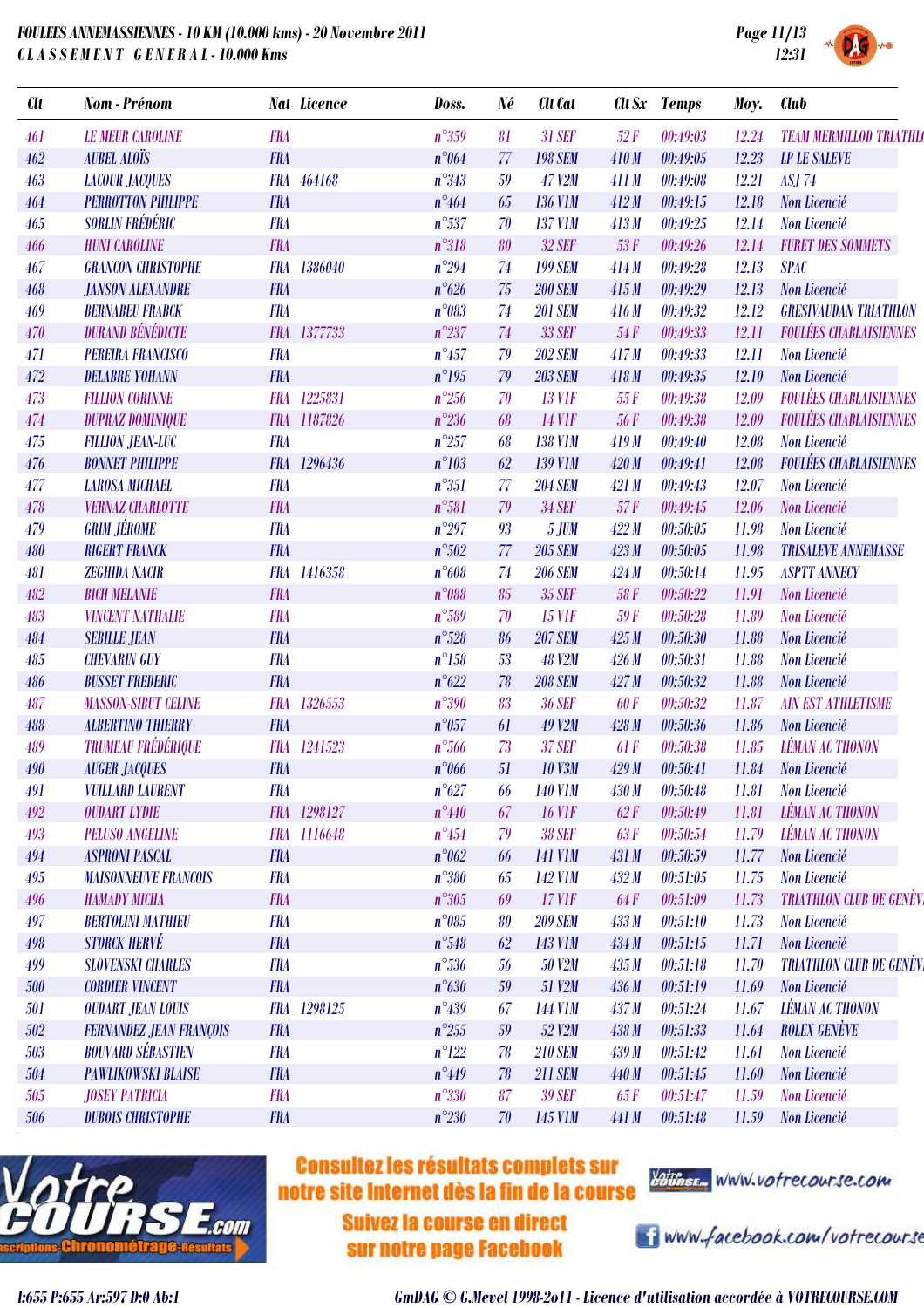FOULEES ANNEMASSIENNES - 10 KM (10.000 kms) - 20 Novembre 2011
CLASSEMENT GENERAL - 10.000 Kms

| Clt | Nom - Prénom | Nat | Licence | Doss. | Né | Clt Cat | Clt Sx | Temps | Moy. | Club |
|---|---|---|---|---|---|---|---|---|---|---|
| 461 | LE MEUR CAROLINE | FRA | | n°359 | 81 | 31 SEF | 52 F | 00:49:03 | 12.24 | TEAM MERMILLOD TRIATHLO |
| 462 | AUBEL ALOÏS | FRA | | n°064 | 77 | 198 SEM | 410 M | 00:49:05 | 12.23 | LP LE SALEVE |
| 463 | LACOUR JACQUES | FRA | 464168 | n°343 | 59 | 47 V2M | 411 M | 00:49:08 | 12.21 | ASJ 74 |
| 464 | PERROTTON PHILIPPE | FRA | | n°464 | 65 | 136 V1M | 412 M | 00:49:15 | 12.18 | Non Licencié |
| 465 | SORLIN FRÉDÉRIC | FRA | | n°537 | 70 | 137 V1M | 413 M | 00:49:25 | 12.14 | Non Licencié |
| 466 | HUNI CAROLINE | FRA | | n°318 | 80 | 32 SEF | 53 F | 00:49:26 | 12.14 | FURET DES SOMMETS |
| 467 | GRANCON CHRISTOPHE | FRA | 1386040 | n°294 | 74 | 199 SEM | 414 M | 00:49:28 | 12.13 | SPAC |
| 468 | JANSON ALEXANDRE | FRA | | n°626 | 75 | 200 SEM | 415 M | 00:49:29 | 12.13 | Non Licencié |
| 469 | BERNABEU FRABCK | FRA | | n°083 | 74 | 201 SEM | 416 M | 00:49:32 | 12.12 | GRESIVAUDAN TRIATHLON |
| 470 | DURAND BÉNÉDICTE | FRA | 1377733 | n°237 | 74 | 33 SEF | 54 F | 00:49:33 | 12.11 | FOULÉES CHABLAISIENNES |
| 471 | PEREIRA FRANCISCO | FRA | | n°457 | 79 | 202 SEM | 417 M | 00:49:33 | 12.11 | Non Licencié |
| 472 | DELABRE YOHANN | FRA | | n°195 | 79 | 203 SEM | 418 M | 00:49:35 | 12.10 | Non Licencié |
| 473 | FILLION CORINNE | FRA | 1225831 | n°256 | 70 | 13 V1F | 55 F | 00:49:38 | 12.09 | FOULÉES CHABLAISIENNES |
| 474 | DUPRAZ DOMINIQUE | FRA | 1187826 | n°236 | 68 | 14 V1F | 56 F | 00:49:38 | 12.09 | FOULÉES CHABLAISIENNES |
| 475 | FILLION JEAN-LUC | FRA | | n°257 | 68 | 138 V1M | 419 M | 00:49:40 | 12.08 | Non Licencié |
| 476 | BONNET PHILIPPE | FRA | 1296436 | n°103 | 62 | 139 V1M | 420 M | 00:49:41 | 12.08 | FOULÉES CHABLAISIENNES |
| 477 | LAROSA MICHAEL | FRA | | n°351 | 77 | 204 SEM | 421 M | 00:49:43 | 12.07 | Non Licencié |
| 478 | VERNAZ CHARLOTTE | FRA | | n°581 | 79 | 34 SEF | 57 F | 00:49:45 | 12.06 | Non Licencié |
| 479 | GRIM JÉROME | FRA | | n°297 | 93 | 5 JUM | 422 M | 00:50:05 | 11.98 | Non Licencié |
| 480 | RIGERT FRANCK | FRA | | n°502 | 77 | 205 SEM | 423 M | 00:50:05 | 11.98 | TRISALEVE ANNEMASSE |
| 481 | ZEGHIDA NACIR | FRA | 1416358 | n°608 | 74 | 206 SEM | 424 M | 00:50:14 | 11.95 | ASPTT ANNECY |
| 482 | BICH MELANIE | FRA | | n°088 | 85 | 35 SEF | 58 F | 00:50:22 | 11.91 | Non Licencié |
| 483 | VINCENT NATHALIE | FRA | | n°589 | 70 | 15 V1F | 59 F | 00:50:28 | 11.89 | Non Licencié |
| 484 | SEBILLE JEAN | FRA | | n°528 | 86 | 207 SEM | 425 M | 00:50:30 | 11.88 | Non Licencié |
| 485 | CHEVARIN GUY | FRA | | n°158 | 53 | 48 V2M | 426 M | 00:50:31 | 11.88 | Non Licencié |
| 486 | BUSSET FREDERIC | FRA | | n°622 | 78 | 208 SEM | 427 M | 00:50:32 | 11.88 | Non Licencié |
| 487 | MASSON-SIBUT CELINE | FRA | 1326553 | n°390 | 83 | 36 SEF | 60 F | 00:50:32 | 11.87 | AIN EST ATHLETISME |
| 488 | ALBERTINO THIERRY | FRA | | n°057 | 61 | 49 V2M | 428 M | 00:50:36 | 11.86 | Non Licencié |
| 489 | TRUMEAU FRÉDÉRIQUE | FRA | 1241523 | n°566 | 73 | 37 SEF | 61 F | 00:50:38 | 11.85 | LÉMAN AC THONON |
| 490 | AUGER JACQUES | FRA | | n°066 | 51 | 10 V3M | 429 M | 00:50:41 | 11.84 | Non Licencié |
| 491 | VUILLARD LAURENT | FRA | | n°627 | 66 | 140 V1M | 430 M | 00:50:48 | 11.81 | Non Licencié |
| 492 | OUDART LYDIE | FRA | 1298127 | n°440 | 67 | 16 V1F | 62 F | 00:50:49 | 11.81 | LÉMAN AC THONON |
| 493 | PELUSO ANGELINE | FRA | 1116648 | n°454 | 79 | 38 SEF | 63 F | 00:50:54 | 11.79 | LÉMAN AC THONON |
| 494 | ASPRONI PASCAL | FRA | | n°062 | 66 | 141 V1M | 431 M | 00:50:59 | 11.77 | Non Licencié |
| 495 | MAISONNEUVE FRANCOIS | FRA | | n°380 | 65 | 142 V1M | 432 M | 00:51:05 | 11.75 | Non Licencié |
| 496 | HAMADY MICHA | FRA | | n°305 | 69 | 17 V1F | 64 F | 00:51:09 | 11.73 | TRIATHLON CLUB DE GENÈV |
| 497 | BERTOLINI MATHIEU | FRA | | n°085 | 80 | 209 SEM | 433 M | 00:51:10 | 11.73 | Non Licencié |
| 498 | STORCK HERVÉ | FRA | | n°548 | 62 | 143 V1M | 434 M | 00:51:15 | 11.71 | Non Licencié |
| 499 | SLOVENSKI CHARLES | FRA | | n°536 | 56 | 50 V2M | 435 M | 00:51:18 | 11.70 | TRIATHLON CLUB DE GENÈV |
| 500 | CORDIER VINCENT | FRA | | n°630 | 59 | 51 V2M | 436 M | 00:51:19 | 11.69 | Non Licencié |
| 501 | OUDART JEAN LOUIS | FRA | 1298125 | n°439 | 67 | 144 V1M | 437 M | 00:51:24 | 11.67 | LÉMAN AC THONON |
| 502 | FERNANDEZ JEAN FRANÇOIS | FRA | | n°255 | 59 | 52 V2M | 438 M | 00:51:33 | 11.64 | ROLEX GENÈVE |
| 503 | BOUVARD SÉBASTIEN | FRA | | n°122 | 78 | 210 SEM | 439 M | 00:51:42 | 11.61 | Non Licencié |
| 504 | PAWLIKOWSKI BLAISE | FRA | | n°449 | 78 | 211 SEM | 440 M | 00:51:45 | 11.60 | Non Licencié |
| 505 | JOSEY PATRICIA | FRA | | n°330 | 87 | 39 SEF | 65 F | 00:51:47 | 11.59 | Non Licencié |
| 506 | DUBOIS CHRISTOPHE | FRA | | n°230 | 70 | 145 V1M | 441 M | 00:51:48 | 11.59 | Non Licencié |

Consultez les résultats complets sur notre site Internet dès la fin de la course

Suivez la course en direct sur notre page Facebook

www.votrecourse.com

www.facebook.com/votrecourse

I:655 P:655 Ar:597 D:0 Ab:1

GmDAG © G.Mevel 1998-2011 - Licence d'utilisation accordée à VOTRECOURSE.COM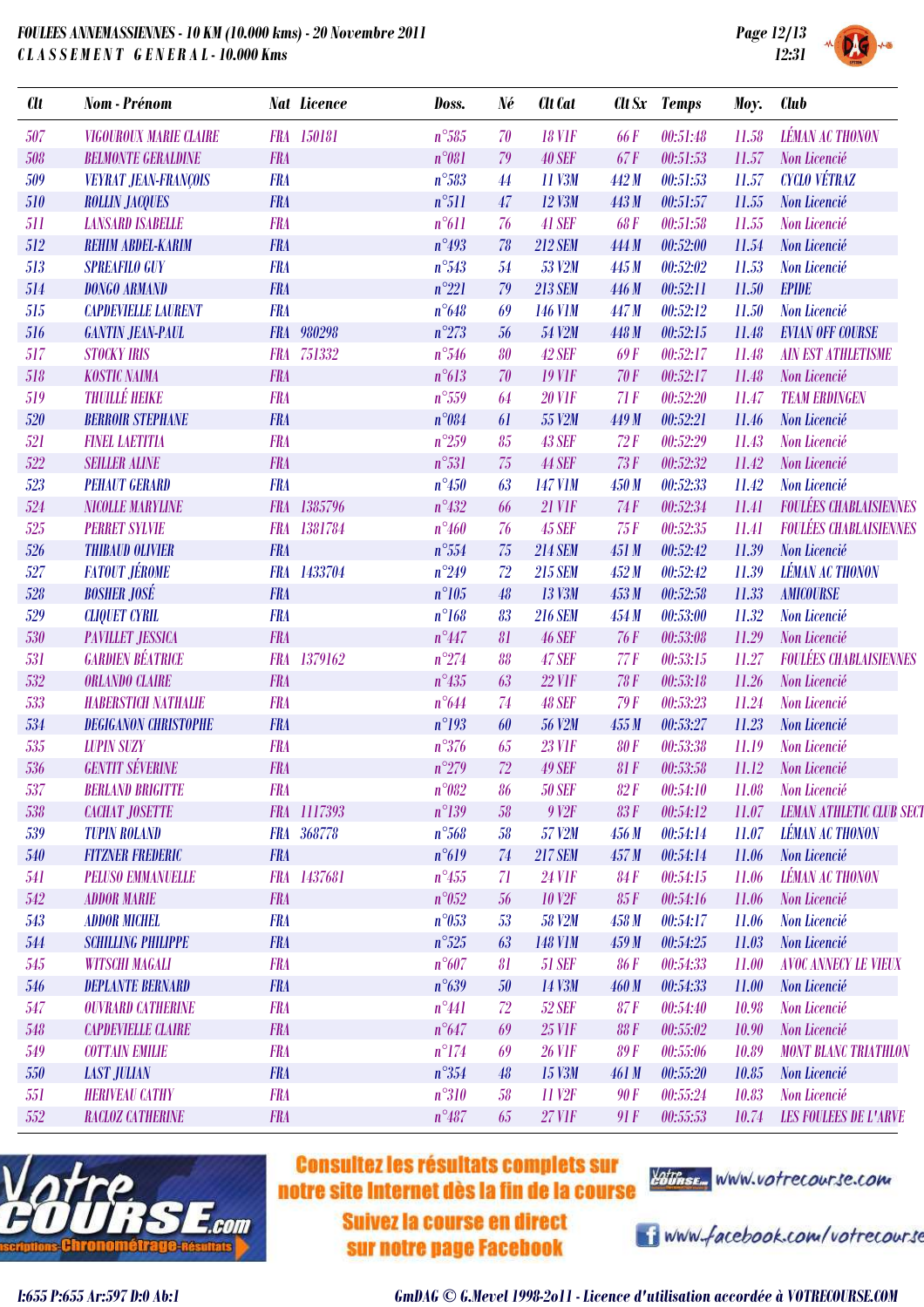# FOULEES ANNEMASSIENNES - 10 KM (10.000 kms) - 20 Novembre 2011
## CLASSEMENT GENERAL - 10.000 Kms

| Clt | Nom - Prénom | Nat | Licence | Doss. | Né | Clt Cat | Clt Sx | Temps | Moy. | Club |
|---|---|---|---|---|---|---|---|---|---|---|
| 507 | VIGOUROUX MARIE CLAIRE | FRA | 150181 | n°585 | 70 | 18 V1F | 66 F | 00:51:48 | 11.58 | LÉMAN AC THONON |
| 508 | BELMONTE GERALDINE | FRA | | n°081 | 79 | 40 SEF | 67 F | 00:51:53 | 11.57 | Non Licencié |
| 509 | VEYRAT JEAN-FRANÇOIS | FRA | | n°583 | 44 | 11 V3M | 442 M | 00:51:53 | 11.57 | CYCLO VÉTRAZ |
| 510 | ROLLIN JACQUES | FRA | | n°511 | 47 | 12 V3M | 443 M | 00:51:57 | 11.55 | Non Licencié |
| 511 | LANSARD ISABELLE | FRA | | n°611 | 76 | 41 SEF | 68 F | 00:51:58 | 11.55 | Non Licencié |
| 512 | REHIM ABDEL-KARIM | FRA | | n°493 | 78 | 212 SEM | 444 M | 00:52:00 | 11.54 | Non Licencié |
| 513 | SPREAFILO GUY | FRA | | n°543 | 54 | 53 V2M | 445 M | 00:52:02 | 11.53 | Non Licencié |
| 514 | DONGO ARMAND | FRA | | n°221 | 79 | 213 SEM | 446 M | 00:52:11 | 11.50 | EPIDE |
| 515 | CAPDEVIELLE LAURENT | FRA | | n°648 | 69 | 146 V1M | 447 M | 00:52:12 | 11.50 | Non Licencié |
| 516 | GANTIN JEAN-PAUL | FRA | 980298 | n°273 | 56 | 54 V2M | 448 M | 00:52:15 | 11.48 | EVIAN OFF COURSE |
| 517 | STOCKY IRIS | FRA | 751332 | n°546 | 80 | 42 SEF | 69 F | 00:52:17 | 11.48 | AIN EST ATHLETISME |
| 518 | KOSTIC NAIMA | FRA | | n°613 | 70 | 19 V1F | 70 F | 00:52:17 | 11.48 | Non Licencié |
| 519 | THUILLÉ HEIKE | FRA | | n°559 | 64 | 20 V1F | 71 F | 00:52:20 | 11.47 | TEAM ERDINGEN |
| 520 | BERROIR STEPHANE | FRA | | n°084 | 61 | 55 V2M | 449 M | 00:52:21 | 11.46 | Non Licencié |
| 521 | FINEL LAETITIA | FRA | | n°259 | 85 | 43 SEF | 72 F | 00:52:29 | 11.43 | Non Licencié |
| 522 | SEILLER ALINE | FRA | | n°531 | 75 | 44 SEF | 73 F | 00:52:32 | 11.42 | Non Licencié |
| 523 | PEHAUT GERARD | FRA | | n°450 | 63 | 147 V1M | 450 M | 00:52:33 | 11.42 | Non Licencié |
| 524 | NICOLLE MARYLINE | FRA | 1385796 | n°432 | 66 | 21 V1F | 74 F | 00:52:34 | 11.41 | FOULÉES CHABLAISIENNES |
| 525 | PERRET SYLVIE | FRA | 1381784 | n°460 | 76 | 45 SEF | 75 F | 00:52:35 | 11.41 | FOULÉES CHABLAISIENNES |
| 526 | THIBAUD OLIVIER | FRA | | n°554 | 75 | 214 SEM | 451 M | 00:52:42 | 11.39 | Non Licencié |
| 527 | FATOUT JÉROME | FRA | 1433704 | n°249 | 72 | 215 SEM | 452 M | 00:52:42 | 11.39 | LÉMAN AC THONON |
| 528 | BOSHER JOSÉ | FRA | | n°105 | 48 | 13 V3M | 453 M | 00:52:58 | 11.33 | AMICOURSE |
| 529 | CLIQUET CYRIL | FRA | | n°168 | 83 | 216 SEM | 454 M | 00:53:00 | 11.32 | Non Licencié |
| 530 | PAVILLET JESSICA | FRA | | n°447 | 81 | 46 SEF | 76 F | 00:53:08 | 11.29 | Non Licencié |
| 531 | GARDIEN BÉATRICE | FRA | 1379162 | n°274 | 88 | 47 SEF | 77 F | 00:53:15 | 11.27 | FOULÉES CHABLAISIENNES |
| 532 | ORLANDO CLAIRE | FRA | | n°435 | 63 | 22 V1F | 78 F | 00:53:18 | 11.26 | Non Licencié |
| 533 | HABERSTICH NATHALIE | FRA | | n°644 | 74 | 48 SEF | 79 F | 00:53:23 | 11.24 | Non Licencié |
| 534 | DEGIGANON CHRISTOPHE | FRA | | n°193 | 60 | 56 V2M | 455 M | 00:53:27 | 11.23 | Non Licencié |
| 535 | LUPIN SUZY | FRA | | n°376 | 65 | 23 V1F | 80 F | 00:53:38 | 11.19 | Non Licencié |
| 536 | GENTIT SÉVERINE | FRA | | n°279 | 72 | 49 SEF | 81 F | 00:53:58 | 11.12 | Non Licencié |
| 537 | BERLAND BRIGITTE | FRA | | n°082 | 86 | 50 SEF | 82 F | 00:54:10 | 11.08 | Non Licencié |
| 538 | CACHAT JOSETTE | FRA | 1117393 | n°139 | 58 | 9 V2F | 83 F | 00:54:12 | 11.07 | LEMAN ATHLETIC CLUB SECT |
| 539 | TUPIN ROLAND | FRA | 368778 | n°568 | 58 | 57 V2M | 456 M | 00:54:14 | 11.07 | LÉMAN AC THONON |
| 540 | FITZNER FREDERIC | FRA | | n°619 | 74 | 217 SEM | 457 M | 00:54:14 | 11.06 | Non Licencié |
| 541 | PELUSO EMMANUELLE | FRA | 1437681 | n°455 | 71 | 24 V1F | 84 F | 00:54:15 | 11.06 | LÉMAN AC THONON |
| 542 | ADDOR MARIE | FRA | | n°052 | 56 | 10 V2F | 85 F | 00:54:16 | 11.06 | Non Licencié |
| 543 | ADDOR MICHEL | FRA | | n°053 | 53 | 58 V2M | 458 M | 00:54:17 | 11.06 | Non Licencié |
| 544 | SCHILLING PHILIPPE | FRA | | n°525 | 63 | 148 V1M | 459 M | 00:54:25 | 11.03 | Non Licencié |
| 545 | WITSCHI MAGALI | FRA | | n°607 | 81 | 51 SEF | 86 F | 00:54:33 | 11.00 | AVOC ANNECY LE VIEUX |
| 546 | DEPLANTE BERNARD | FRA | | n°639 | 50 | 14 V3M | 460 M | 00:54:33 | 11.00 | Non Licencié |
| 547 | OUVRARD CATHERINE | FRA | | n°441 | 72 | 52 SEF | 87 F | 00:54:40 | 10.98 | Non Licencié |
| 548 | CAPDEVIELLE CLAIRE | FRA | | n°647 | 69 | 25 V1F | 88 F | 00:55:02 | 10.90 | Non Licencié |
| 549 | COTTAIN EMILIE | FRA | | n°174 | 69 | 26 V1F | 89 F | 00:55:06 | 10.89 | MONT BLANC TRIATHLON |
| 550 | LAST JULIAN | FRA | | n°354 | 48 | 15 V3M | 461 M | 00:55:20 | 10.85 | Non Licencié |
| 551 | HERIVEAU CATHY | FRA | | n°310 | 58 | 11 V2F | 90 F | 00:55:24 | 10.83 | Non Licencié |
| 552 | RACLOZ CATHERINE | FRA | | n°487 | 65 | 27 V1F | 91 F | 00:55:53 | 10.74 | LES FOULEES DE L'ARVE |

Consultez les résultats complets sur notre site Internet dès la fin de la course

www.votrecourse.com

Suivez la course en direct sur notre page Facebook

www.facebook.com/votrecourse

I:655 P:655 Ar:597 D:0 Ab:1

GmDAG © G.Mevel 1998-2o11 - Licence d'utilisation accordée à VOTRECOURSE.COM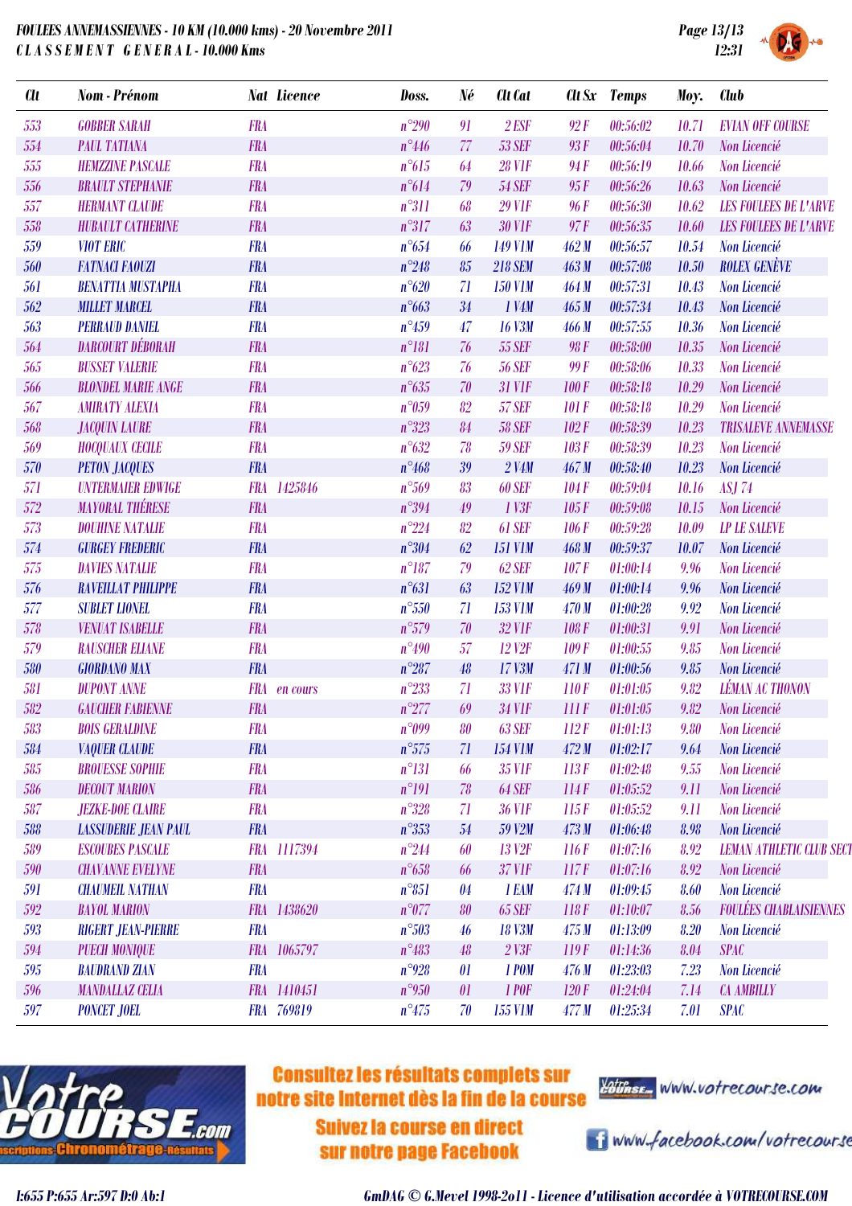# FOULEES ANNEMASSIENNES - 10 KM (10.000 kms) - 20 Novembre 2011
## C L A S S E M E N T   G E N E R A L - 10.000 Kms

| Clt | Nom - Prénom | Nat | Licence | Doss. | Né | Clt Cat | Clt Sx | Temps | Moy. | Club |
|---|---|---|---|---|---|---|---|---|---|---|
| 553 | GOBBER SARAH | FRA | | n°290 | 91 | 2 ESF | 92 F | 00:56:02 | 10.71 | EVIAN OFF COURSE |
| 554 | PAUL TATIANA | FRA | | n°446 | 77 | 53 SEF | 93 F | 00:56:04 | 10.70 | Non Licencié |
| 555 | HEMZZINE PASCALE | FRA | | n°615 | 64 | 28 V1F | 94 F | 00:56:19 | 10.66 | Non Licencié |
| 556 | BRAULT STEPHANIE | FRA | | n°614 | 79 | 54 SEF | 95 F | 00:56:26 | 10.63 | Non Licencié |
| 557 | HERMANT CLAUDE | FRA | | n°311 | 68 | 29 V1F | 96 F | 00:56:30 | 10.62 | LES FOULEES DE L'ARVE |
| 558 | HUBAULT CATHERINE | FRA | | n°317 | 63 | 30 V1F | 97 F | 00:56:35 | 10.60 | LES FOULEES DE L'ARVE |
| 559 | VIOT ERIC | FRA | | n°654 | 66 | 149 V1M | 462 M | 00:56:57 | 10.54 | Non Licencié |
| 560 | FATNACI FAOUZI | FRA | | n°248 | 85 | 218 SEM | 463 M | 00:57:08 | 10.50 | ROLEX GENÈVE |
| 561 | BENATTIA MUSTAPHA | FRA | | n°620 | 71 | 150 V1M | 464 M | 00:57:31 | 10.43 | Non Licencié |
| 562 | MILLET MARCEL | FRA | | n°663 | 34 | 1 V4M | 465 M | 00:57:34 | 10.43 | Non Licencié |
| 563 | PERRAUD DANIEL | FRA | | n°459 | 47 | 16 V3M | 466 M | 00:57:55 | 10.36 | Non Licencié |
| 564 | DARCOURT DÉBORAH | FRA | | n°181 | 76 | 55 SEF | 98 F | 00:58:00 | 10.35 | Non Licencié |
| 565 | BUSSET VALERIE | FRA | | n°623 | 76 | 56 SEF | 99 F | 00:58:06 | 10.33 | Non Licencié |
| 566 | BLONDEL MARIE ANGE | FRA | | n°635 | 70 | 31 V1F | 100 F | 00:58:18 | 10.29 | Non Licencié |
| 567 | AMIRATY ALEXIA | FRA | | n°059 | 82 | 57 SEF | 101 F | 00:58:18 | 10.29 | Non Licencié |
| 568 | JACQUIN LAURE | FRA | | n°323 | 84 | 58 SEF | 102 F | 00:58:39 | 10.23 | TRISALEVE ANNEMASSE |
| 569 | HOCQUAUX CECILE | FRA | | n°632 | 78 | 59 SEF | 103 F | 00:58:39 | 10.23 | Non Licencié |
| 570 | PETON JACQUES | FRA | | n°468 | 39 | 2 V4M | 467 M | 00:58:40 | 10.23 | Non Licencié |
| 571 | UNTERMAIER EDWIGE | FRA | 1425846 | n°569 | 83 | 60 SEF | 104 F | 00:59:04 | 10.16 | ASJ 74 |
| 572 | MAYORAL THÉRESE | FRA | | n°394 | 49 | 1 V3F | 105 F | 00:59:08 | 10.15 | Non Licencié |
| 573 | DOUHINE NATALIE | FRA | | n°224 | 82 | 61 SEF | 106 F | 00:59:28 | 10.09 | LP LE SALEVE |
| 574 | GURGEY FREDERIC | FRA | | n°304 | 62 | 151 V1M | 468 M | 00:59:37 | 10.07 | Non Licencié |
| 575 | DAVIES NATALIE | FRA | | n°187 | 79 | 62 SEF | 107 F | 01:00:14 | 9.96 | Non Licencié |
| 576 | RAVEILLAT PHILIPPE | FRA | | n°631 | 63 | 152 V1M | 469 M | 01:00:14 | 9.96 | Non Licencié |
| 577 | SUBLET LIONEL | FRA | | n°550 | 71 | 153 V1M | 470 M | 01:00:28 | 9.92 | Non Licencié |
| 578 | VENUAT ISABELLE | FRA | | n°579 | 70 | 32 V1F | 108 F | 01:00:31 | 9.91 | Non Licencié |
| 579 | RAUSCHER ELIANE | FRA | | n°490 | 57 | 12 V2F | 109 F | 01:00:55 | 9.85 | Non Licencié |
| 580 | GIORDANO MAX | FRA | | n°287 | 48 | 17 V3M | 471 M | 01:00:56 | 9.85 | Non Licencié |
| 581 | DUPONT ANNE | FRA | en cours | n°233 | 71 | 33 V1F | 110 F | 01:01:05 | 9.82 | LÉMAN AC THONON |
| 582 | GAUCHER FABIENNE | FRA | | n°277 | 69 | 34 V1F | 111 F | 01:01:05 | 9.82 | Non Licencié |
| 583 | BOIS GERALDINE | FRA | | n°099 | 80 | 63 SEF | 112 F | 01:01:13 | 9.80 | Non Licencié |
| 584 | VAQUER CLAUDE | FRA | | n°575 | 71 | 154 V1M | 472 M | 01:02:17 | 9.64 | Non Licencié |
| 585 | BROUESSE SOPHIE | FRA | | n°131 | 66 | 35 V1F | 113 F | 01:02:48 | 9.55 | Non Licencié |
| 586 | DECOUT MARION | FRA | | n°191 | 78 | 64 SEF | 114 F | 01:05:52 | 9.11 | Non Licencié |
| 587 | JEZKE-DOE CLAIRE | FRA | | n°328 | 71 | 36 V1F | 115 F | 01:05:52 | 9.11 | Non Licencié |
| 588 | LASSUDERIE JEAN PAUL | FRA | | n°353 | 54 | 59 V2M | 473 M | 01:06:48 | 8.98 | Non Licencié |
| 589 | ESCOUBES PASCALE | FRA | 1117394 | n°244 | 60 | 13 V2F | 116 F | 01:07:16 | 8.92 | LEMAN ATHLETIC CLUB SECT |
| 590 | CHAVANNE EVELYNE | FRA | | n°658 | 66 | 37 V1F | 117 F | 01:07:16 | 8.92 | Non Licencié |
| 591 | CHAUMEIL NATHAN | FRA | | n°851 | 04 | 1 EAM | 474 M | 01:09:45 | 8.60 | Non Licencié |
| 592 | BAYOL MARION | FRA | 1438620 | n°077 | 80 | 65 SEF | 118 F | 01:10:07 | 8.56 | FOULÉES CHABLAISIENNES |
| 593 | RIGERT JEAN-PIERRE | FRA | | n°503 | 46 | 18 V3M | 475 M | 01:13:09 | 8.20 | Non Licencié |
| 594 | PUECH MONIQUE | FRA | 1065797 | n°483 | 48 | 2 V3F | 119 F | 01:14:36 | 8.04 | SPAC |
| 595 | BAUDRAND ZIAN | FRA | | n°928 | 01 | 1 POM | 476 M | 01:23:03 | 7.23 | Non Licencié |
| 596 | MANDALLAZ CELIA | FRA | 1410451 | n°950 | 01 | 1 POF | 120 F | 01:24:04 | 7.14 | CA AMBILLY |
| 597 | PONCET JOEL | FRA | 769819 | n°475 | 70 | 155 V1M | 477 M | 01:25:34 | 7.01 | SPAC |

Consultez les résultats complets sur notre site Internet dès la fin de la course

Suivez la course en direct sur notre page Facebook

www.votrecourse.com

www.facebook.com/votrecourse

I:655 P:655 Ar:597 D:0 Ab:1

GmDAG © G.Mevel 1998-2o11 - Licence d'utilisation accordée à VOTRECOURSE.COM